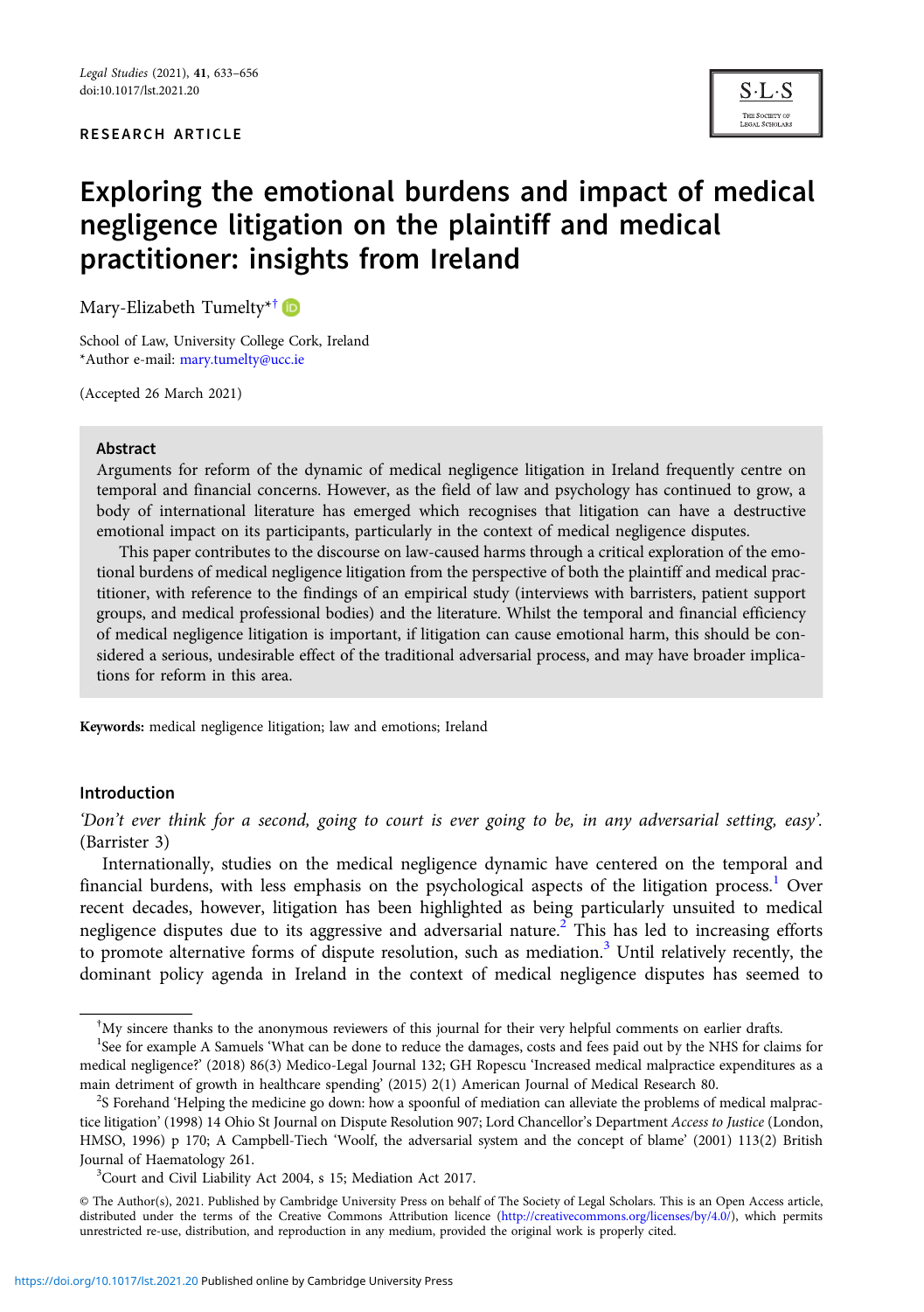RESEARCH ARTICLE

# Exploring the emotional burdens and impact of medical negligence litigation on the plaintiff and medical practitioner: insights from Ireland

Mary-Elizabeth Tumelty*†

School of Law, University College Cork, Ireland
*Author e-mail: mary.tumelty@ucc.ie

(Accepted 26 March 2021)

## Abstract

Arguments for reform of the dynamic of medical negligence litigation in Ireland frequently centre on temporal and financial concerns. However, as the field of law and psychology has continued to grow, a body of international literature has emerged which recognises that litigation can have a destructive emotional impact on its participants, particularly in the context of medical negligence disputes.

This paper contributes to the discourse on law-caused harms through a critical exploration of the emotional burdens of medical negligence litigation from the perspective of both the plaintiff and medical practitioner, with reference to the findings of an empirical study (interviews with barristers, patient support groups, and medical professional bodies) and the literature. Whilst the temporal and financial efficiency of medical negligence litigation is important, if litigation can cause emotional harm, this should be considered a serious, undesirable effect of the traditional adversarial process, and may have broader implications for reform in this area.

**Keywords:** medical negligence litigation; law and emotions; Ireland

## Introduction

*'Don't ever think for a second, going to court is ever going to be, in any adversarial setting, easy'.* (Barrister 3)

Internationally, studies on the medical negligence dynamic have centered on the temporal and financial burdens, with less emphasis on the psychological aspects of the litigation process.[1] Over recent decades, however, litigation has been highlighted as being particularly unsuited to medical negligence disputes due to its aggressive and adversarial nature.[2] This has led to increasing efforts to promote alternative forms of dispute resolution, such as mediation.[3] Until relatively recently, the dominant policy agenda in Ireland in the context of medical negligence disputes has seemed to

---

†My sincere thanks to the anonymous reviewers of this journal for their very helpful comments on earlier drafts.

[1]See for example A Samuels 'What can be done to reduce the damages, costs and fees paid out by the NHS for claims for medical negligence?' (2018) 86(3) Medico-Legal Journal 132; GH Ropescu 'Increased medical malpractice expenditures as a main detriment of growth in healthcare spending' (2015) 2(1) American Journal of Medical Research 80.

[2]S Forehand 'Helping the medicine go down: how a spoonful of mediation can alleviate the problems of medical malpractice litigation' (1998) 14 Ohio St Journal on Dispute Resolution 907; Lord Chancellor's Department *Access to Justice* (London, HMSO, 1996) p 170; A Campbell-Tiech 'Woolf, the adversarial system and the concept of blame' (2001) 113(2) British Journal of Haematology 261.

[3]Court and Civil Liability Act 2004, s 15; Mediation Act 2017.

© The Author(s), 2021. Published by Cambridge University Press on behalf of The Society of Legal Scholars. This is an Open Access article, distributed under the terms of the Creative Commons Attribution licence (http://creativecommons.org/licenses/by/4.0/), which permits unrestricted re-use, distribution, and reproduction in any medium, provided the original work is properly cited.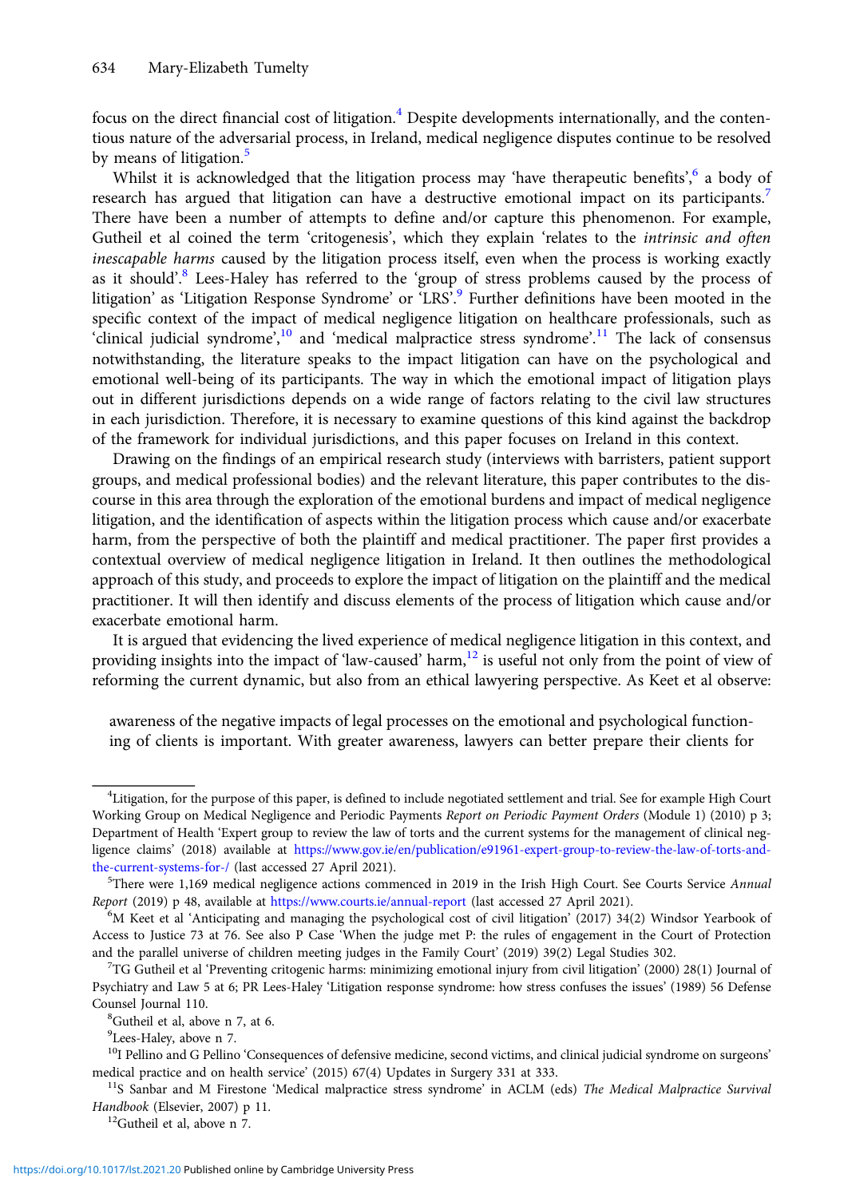focus on the direct financial cost of litigation.[4] Despite developments internationally, and the contentious nature of the adversarial process, in Ireland, medical negligence disputes continue to be resolved by means of litigation.[5]

Whilst it is acknowledged that the litigation process may 'have therapeutic benefits',[6] a body of research has argued that litigation can have a destructive emotional impact on its participants.[7] There have been a number of attempts to define and/or capture this phenomenon. For example, Gutheil et al coined the term 'critogenesis', which they explain 'relates to the *intrinsic and often inescapable harms* caused by the litigation process itself, even when the process is working exactly as it should'.[8] Lees-Haley has referred to the 'group of stress problems caused by the process of litigation' as 'Litigation Response Syndrome' or 'LRS'.[9] Further definitions have been mooted in the specific context of the impact of medical negligence litigation on healthcare professionals, such as 'clinical judicial syndrome',[10] and 'medical malpractice stress syndrome'.[11] The lack of consensus notwithstanding, the literature speaks to the impact litigation can have on the psychological and emotional well-being of its participants. The way in which the emotional impact of litigation plays out in different jurisdictions depends on a wide range of factors relating to the civil law structures in each jurisdiction. Therefore, it is necessary to examine questions of this kind against the backdrop of the framework for individual jurisdictions, and this paper focuses on Ireland in this context.

Drawing on the findings of an empirical research study (interviews with barristers, patient support groups, and medical professional bodies) and the relevant literature, this paper contributes to the discourse in this area through the exploration of the emotional burdens and impact of medical negligence litigation, and the identification of aspects within the litigation process which cause and/or exacerbate harm, from the perspective of both the plaintiff and medical practitioner. The paper first provides a contextual overview of medical negligence litigation in Ireland. It then outlines the methodological approach of this study, and proceeds to explore the impact of litigation on the plaintiff and the medical practitioner. It will then identify and discuss elements of the process of litigation which cause and/or exacerbate emotional harm.

It is argued that evidencing the lived experience of medical negligence litigation in this context, and providing insights into the impact of 'law-caused' harm,[12] is useful not only from the point of view of reforming the current dynamic, but also from an ethical lawyering perspective. As Keet et al observe:

> awareness of the negative impacts of legal processes on the emotional and psychological functioning of clients is important. With greater awareness, lawyers can better prepare their clients for

---

[4] Litigation, for the purpose of this paper, is defined to include negotiated settlement and trial. See for example High Court Working Group on Medical Negligence and Periodic Payments *Report on Periodic Payment Orders* (Module 1) (2010) p 3; Department of Health 'Expert group to review the law of torts and the current systems for the management of clinical negligence claims' (2018) available at https://www.gov.ie/en/publication/e91961-expert-group-to-review-the-law-of-torts-and-the-current-systems-for-/ (last accessed 27 April 2021).

[5] There were 1,169 medical negligence actions commenced in 2019 in the Irish High Court. See Courts Service *Annual Report* (2019) p 48, available at https://www.courts.ie/annual-report (last accessed 27 April 2021).

[6] M Keet et al 'Anticipating and managing the psychological cost of civil litigation' (2017) 34(2) Windsor Yearbook of Access to Justice 73 at 76. See also P Case 'When the judge met P: the rules of engagement in the Court of Protection and the parallel universe of children meeting judges in the Family Court' (2019) 39(2) Legal Studies 302.

[7] TG Gutheil et al 'Preventing critogenic harms: minimizing emotional injury from civil litigation' (2000) 28(1) Journal of Psychiatry and Law 5 at 6; PR Lees-Haley 'Litigation response syndrome: how stress confuses the issues' (1989) 56 Defense Counsel Journal 110.

[8] Gutheil et al, above n 7, at 6.

[9] Lees-Haley, above n 7.

[10] I Pellino and G Pellino 'Consequences of defensive medicine, second victims, and clinical judicial syndrome on surgeons' medical practice and on health service' (2015) 67(4) Updates in Surgery 331 at 333.

[11] S Sanbar and M Firestone 'Medical malpractice stress syndrome' in ACLM (eds) *The Medical Malpractice Survival Handbook* (Elsevier, 2007) p 11.

[12] Gutheil et al, above n 7.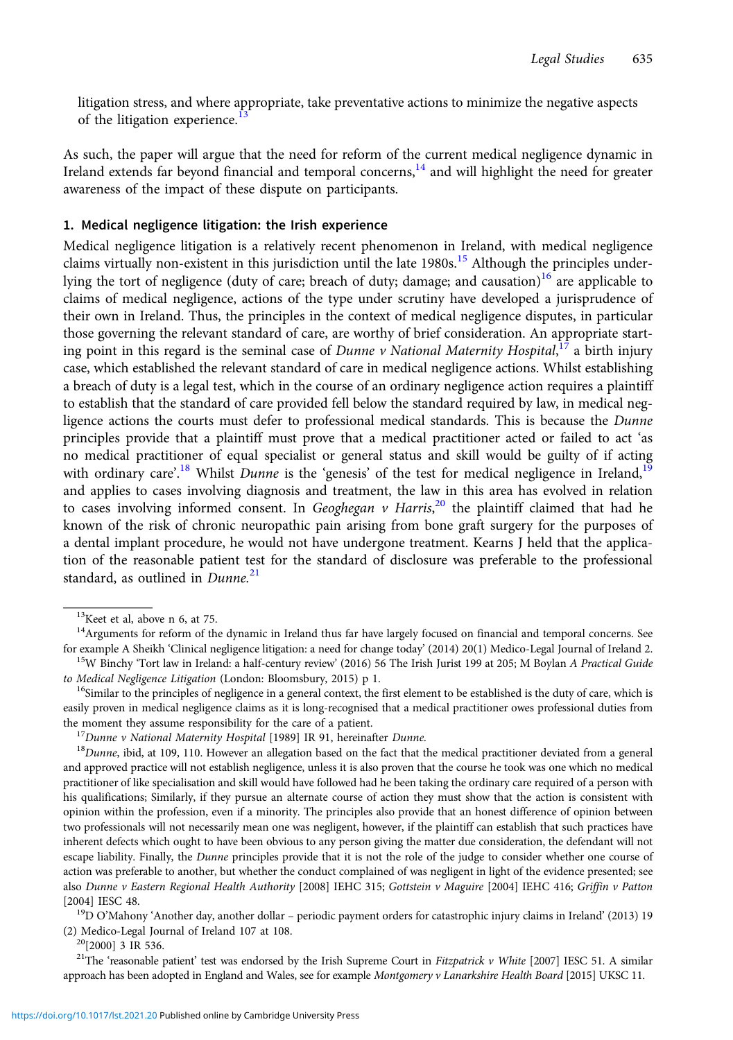litigation stress, and where appropriate, take preventative actions to minimize the negative aspects of the litigation experience.[13]

As such, the paper will argue that the need for reform of the current medical negligence dynamic in Ireland extends far beyond financial and temporal concerns,[14] and will highlight the need for greater awareness of the impact of these dispute on participants.

## 1. Medical negligence litigation: the Irish experience

Medical negligence litigation is a relatively recent phenomenon in Ireland, with medical negligence claims virtually non-existent in this jurisdiction until the late 1980s.[15] Although the principles underlying the tort of negligence (duty of care; breach of duty; damage; and causation)[16] are applicable to claims of medical negligence, actions of the type under scrutiny have developed a jurisprudence of their own in Ireland. Thus, the principles in the context of medical negligence disputes, in particular those governing the relevant standard of care, are worthy of brief consideration. An appropriate starting point in this regard is the seminal case of *Dunne v National Maternity Hospital*,[17] a birth injury case, which established the relevant standard of care in medical negligence actions. Whilst establishing a breach of duty is a legal test, which in the course of an ordinary negligence action requires a plaintiff to establish that the standard of care provided fell below the standard required by law, in medical negligence actions the courts must defer to professional medical standards. This is because the *Dunne* principles provide that a plaintiff must prove that a medical practitioner acted or failed to act 'as no medical practitioner of equal specialist or general status and skill would be guilty of if acting with ordinary care'.[18] Whilst *Dunne* is the 'genesis' of the test for medical negligence in Ireland,[19] and applies to cases involving diagnosis and treatment, the law in this area has evolved in relation to cases involving informed consent. In *Geoghegan v Harris*,[20] the plaintiff claimed that had he known of the risk of chronic neuropathic pain arising from bone graft surgery for the purposes of a dental implant procedure, he would not have undergone treatment. Kearns J held that the application of the reasonable patient test for the standard of disclosure was preferable to the professional standard, as outlined in *Dunne*.[21]

---

[13] Keet et al, above n 6, at 75.

[14] Arguments for reform of the dynamic in Ireland thus far have largely focused on financial and temporal concerns. See for example A Sheikh 'Clinical negligence litigation: a need for change today' (2014) 20(1) Medico-Legal Journal of Ireland 2.

[15] W Binchy 'Tort law in Ireland: a half-century review' (2016) 56 The Irish Jurist 199 at 205; M Boylan *A Practical Guide to Medical Negligence Litigation* (London: Bloomsbury, 2015) p 1.

[16] Similar to the principles of negligence in a general context, the first element to be established is the duty of care, which is easily proven in medical negligence claims as it is long-recognised that a medical practitioner owes professional duties from the moment they assume responsibility for the care of a patient.

[17] *Dunne v National Maternity Hospital* [1989] IR 91, hereinafter *Dunne*.

[18] *Dunne*, ibid, at 109, 110. However an allegation based on the fact that the medical practitioner deviated from a general and approved practice will not establish negligence, unless it is also proven that the course he took was one which no medical practitioner of like specialisation and skill would have followed had he been taking the ordinary care required of a person with his qualifications; Similarly, if they pursue an alternate course of action they must show that the action is consistent with opinion within the profession, even if a minority. The principles also provide that an honest difference of opinion between two professionals will not necessarily mean one was negligent, however, if the plaintiff can establish that such practices have inherent defects which ought to have been obvious to any person giving the matter due consideration, the defendant will not escape liability. Finally, the *Dunne* principles provide that it is not the role of the judge to consider whether one course of action was preferable to another, but whether the conduct complained of was negligent in light of the evidence presented; see also *Dunne v Eastern Regional Health Authority* [2008] IEHC 315; *Gottstein v Maguire* [2004] IEHC 416; *Griffin v Patton* [2004] IESC 48.

[19] D O'Mahony 'Another day, another dollar – periodic payment orders for catastrophic injury claims in Ireland' (2013) 19 (2) Medico-Legal Journal of Ireland 107 at 108.

[20] [2000] 3 IR 536.

[21] The 'reasonable patient' test was endorsed by the Irish Supreme Court in *Fitzpatrick v White* [2007] IESC 51. A similar approach has been adopted in England and Wales, see for example *Montgomery v Lanarkshire Health Board* [2015] UKSC 11.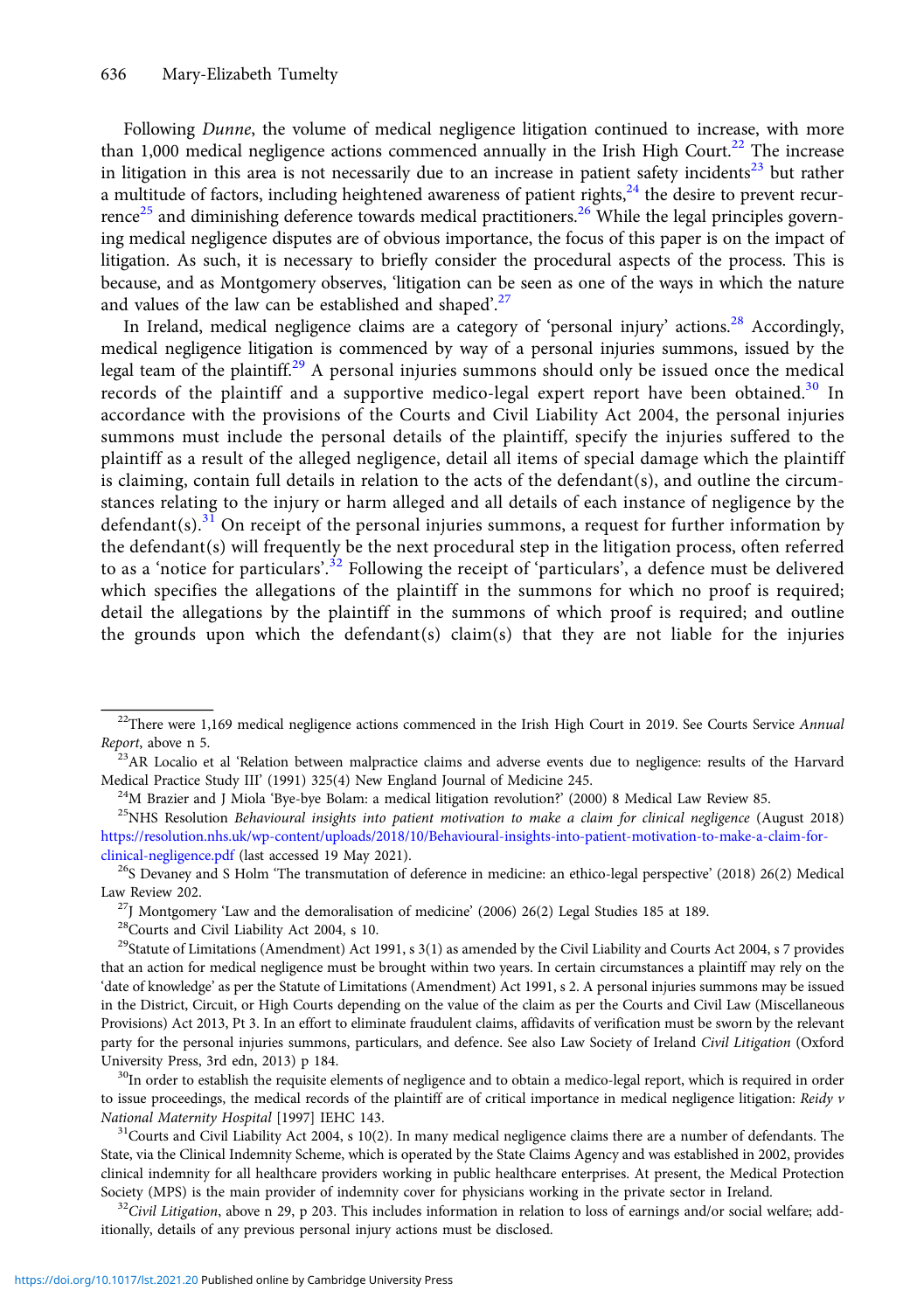Following *Dunne*, the volume of medical negligence litigation continued to increase, with more than 1,000 medical negligence actions commenced annually in the Irish High Court.[22] The increase in litigation in this area is not necessarily due to an increase in patient safety incidents[23] but rather a multitude of factors, including heightened awareness of patient rights,[24] the desire to prevent recurrence[25] and diminishing deference towards medical practitioners.[26] While the legal principles governing medical negligence disputes are of obvious importance, the focus of this paper is on the impact of litigation. As such, it is necessary to briefly consider the procedural aspects of the process. This is because, and as Montgomery observes, 'litigation can be seen as one of the ways in which the nature and values of the law can be established and shaped'.[27]

In Ireland, medical negligence claims are a category of 'personal injury' actions.[28] Accordingly, medical negligence litigation is commenced by way of a personal injuries summons, issued by the legal team of the plaintiff.[29] A personal injuries summons should only be issued once the medical records of the plaintiff and a supportive medico-legal expert report have been obtained.[30] In accordance with the provisions of the Courts and Civil Liability Act 2004, the personal injuries summons must include the personal details of the plaintiff, specify the injuries suffered to the plaintiff as a result of the alleged negligence, detail all items of special damage which the plaintiff is claiming, contain full details in relation to the acts of the defendant(s), and outline the circumstances relating to the injury or harm alleged and all details of each instance of negligence by the defendant(s).[31] On receipt of the personal injuries summons, a request for further information by the defendant(s) will frequently be the next procedural step in the litigation process, often referred to as a 'notice for particulars'.[32] Following the receipt of 'particulars', a defence must be delivered which specifies the allegations of the plaintiff in the summons for which no proof is required; detail the allegations by the plaintiff in the summons of which proof is required; and outline the grounds upon which the defendant(s) claim(s) that they are not liable for the injuries

---

[22]There were 1,169 medical negligence actions commenced in the Irish High Court in 2019. See Courts Service *Annual Report*, above n 5.

[23]AR Localio et al 'Relation between malpractice claims and adverse events due to negligence: results of the Harvard Medical Practice Study III' (1991) 325(4) New England Journal of Medicine 245.

[24]M Brazier and J Miola 'Bye-bye Bolam: a medical litigation revolution?' (2000) 8 Medical Law Review 85.

[25]NHS Resolution *Behavioural insights into patient motivation to make a claim for clinical negligence* (August 2018) https://resolution.nhs.uk/wp-content/uploads/2018/10/Behavioural-insights-into-patient-motivation-to-make-a-claim-for-clinical-negligence.pdf (last accessed 19 May 2021).

[26]S Devaney and S Holm 'The transmutation of deference in medicine: an ethico-legal perspective' (2018) 26(2) Medical Law Review 202.

[27]J Montgomery 'Law and the demoralisation of medicine' (2006) 26(2) Legal Studies 185 at 189.

[28]Courts and Civil Liability Act 2004, s 10.

[29]Statute of Limitations (Amendment) Act 1991, s 3(1) as amended by the Civil Liability and Courts Act 2004, s 7 provides that an action for medical negligence must be brought within two years. In certain circumstances a plaintiff may rely on the 'date of knowledge' as per the Statute of Limitations (Amendment) Act 1991, s 2. A personal injuries summons may be issued in the District, Circuit, or High Courts depending on the value of the claim as per the Courts and Civil Law (Miscellaneous Provisions) Act 2013, Pt 3. In an effort to eliminate fraudulent claims, affidavits of verification must be sworn by the relevant party for the personal injuries summons, particulars, and defence. See also Law Society of Ireland *Civil Litigation* (Oxford University Press, 3rd edn, 2013) p 184.

[30]In order to establish the requisite elements of negligence and to obtain a medico-legal report, which is required in order to issue proceedings, the medical records of the plaintiff are of critical importance in medical negligence litigation: *Reidy v National Maternity Hospital* [1997] IEHC 143.

[31]Courts and Civil Liability Act 2004, s 10(2). In many medical negligence claims there are a number of defendants. The State, via the Clinical Indemnity Scheme, which is operated by the State Claims Agency and was established in 2002, provides clinical indemnity for all healthcare providers working in public healthcare enterprises. At present, the Medical Protection Society (MPS) is the main provider of indemnity cover for physicians working in the private sector in Ireland.

[32]*Civil Litigation*, above n 29, p 203. This includes information in relation to loss of earnings and/or social welfare; additionally, details of any previous personal injury actions must be disclosed.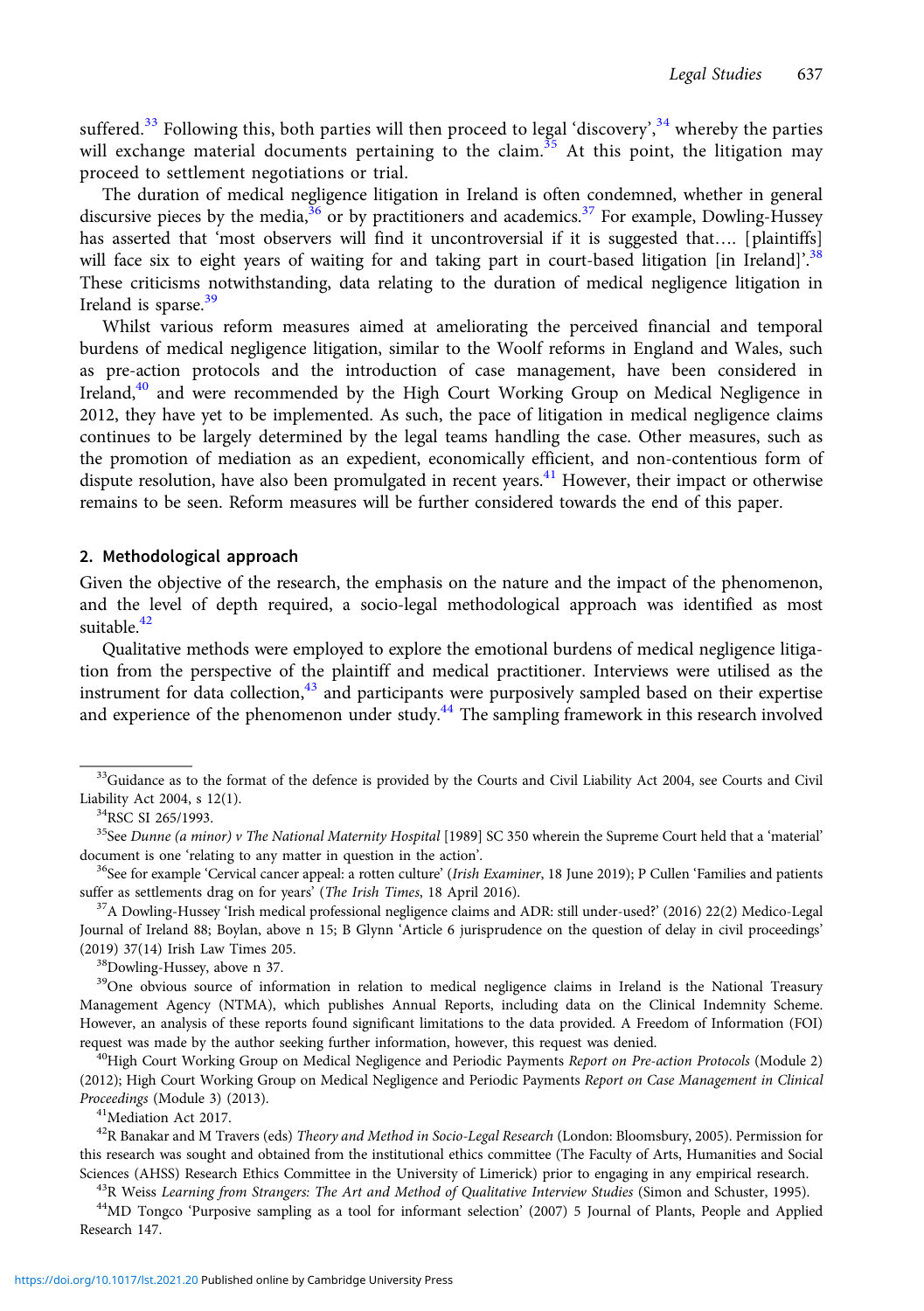suffered.[33] Following this, both parties will then proceed to legal 'discovery',[34] whereby the parties will exchange material documents pertaining to the claim.[35] At this point, the litigation may proceed to settlement negotiations or trial.

The duration of medical negligence litigation in Ireland is often condemned, whether in general discursive pieces by the media,[36] or by practitioners and academics.[37] For example, Dowling-Hussey has asserted that 'most observers will find it uncontroversial if it is suggested that…. [plaintiffs] will face six to eight years of waiting for and taking part in court-based litigation [in Ireland]'.[38] These criticisms notwithstanding, data relating to the duration of medical negligence litigation in Ireland is sparse.[39]

Whilst various reform measures aimed at ameliorating the perceived financial and temporal burdens of medical negligence litigation, similar to the Woolf reforms in England and Wales, such as pre-action protocols and the introduction of case management, have been considered in Ireland,[40] and were recommended by the High Court Working Group on Medical Negligence in 2012, they have yet to be implemented. As such, the pace of litigation in medical negligence claims continues to be largely determined by the legal teams handling the case. Other measures, such as the promotion of mediation as an expedient, economically efficient, and non-contentious form of dispute resolution, have also been promulgated in recent years.[41] However, their impact or otherwise remains to be seen. Reform measures will be further considered towards the end of this paper.

## 2. Methodological approach

Given the objective of the research, the emphasis on the nature and the impact of the phenomenon, and the level of depth required, a socio-legal methodological approach was identified as most suitable.[42]

Qualitative methods were employed to explore the emotional burdens of medical negligence litigation from the perspective of the plaintiff and medical practitioner. Interviews were utilised as the instrument for data collection,[43] and participants were purposively sampled based on their expertise and experience of the phenomenon under study.[44] The sampling framework in this research involved

---

[33] Guidance as to the format of the defence is provided by the Courts and Civil Liability Act 2004, see Courts and Civil Liability Act 2004, s 12(1).

[34] RSC SI 265/1993.

[35] See *Dunne (a minor) v The National Maternity Hospital* [1989] SC 350 wherein the Supreme Court held that a 'material' document is one 'relating to any matter in question in the action'.

[36] See for example 'Cervical cancer appeal: a rotten culture' (*Irish Examiner*, 18 June 2019); P Cullen 'Families and patients suffer as settlements drag on for years' (*The Irish Times*, 18 April 2016).

[37] A Dowling-Hussey 'Irish medical professional negligence claims and ADR: still under-used?' (2016) 22(2) Medico-Legal Journal of Ireland 88; Boylan, above n 15; B Glynn 'Article 6 jurisprudence on the question of delay in civil proceedings' (2019) 37(14) Irish Law Times 205.

[38] Dowling-Hussey, above n 37.

[39] One obvious source of information in relation to medical negligence claims in Ireland is the National Treasury Management Agency (NTMA), which publishes Annual Reports, including data on the Clinical Indemnity Scheme. However, an analysis of these reports found significant limitations to the data provided. A Freedom of Information (FOI) request was made by the author seeking further information, however, this request was denied.

[40] High Court Working Group on Medical Negligence and Periodic Payments *Report on Pre-action Protocols* (Module 2) (2012); High Court Working Group on Medical Negligence and Periodic Payments *Report on Case Management in Clinical Proceedings* (Module 3) (2013).

[41] Mediation Act 2017.

[42] R Banakar and M Travers (eds) *Theory and Method in Socio-Legal Research* (London: Bloomsbury, 2005). Permission for this research was sought and obtained from the institutional ethics committee (The Faculty of Arts, Humanities and Social Sciences (AHSS) Research Ethics Committee in the University of Limerick) prior to engaging in any empirical research.

[43] R Weiss *Learning from Strangers: The Art and Method of Qualitative Interview Studies* (Simon and Schuster, 1995).

[44] MD Tongco 'Purposive sampling as a tool for informant selection' (2007) 5 Journal of Plants, People and Applied Research 147.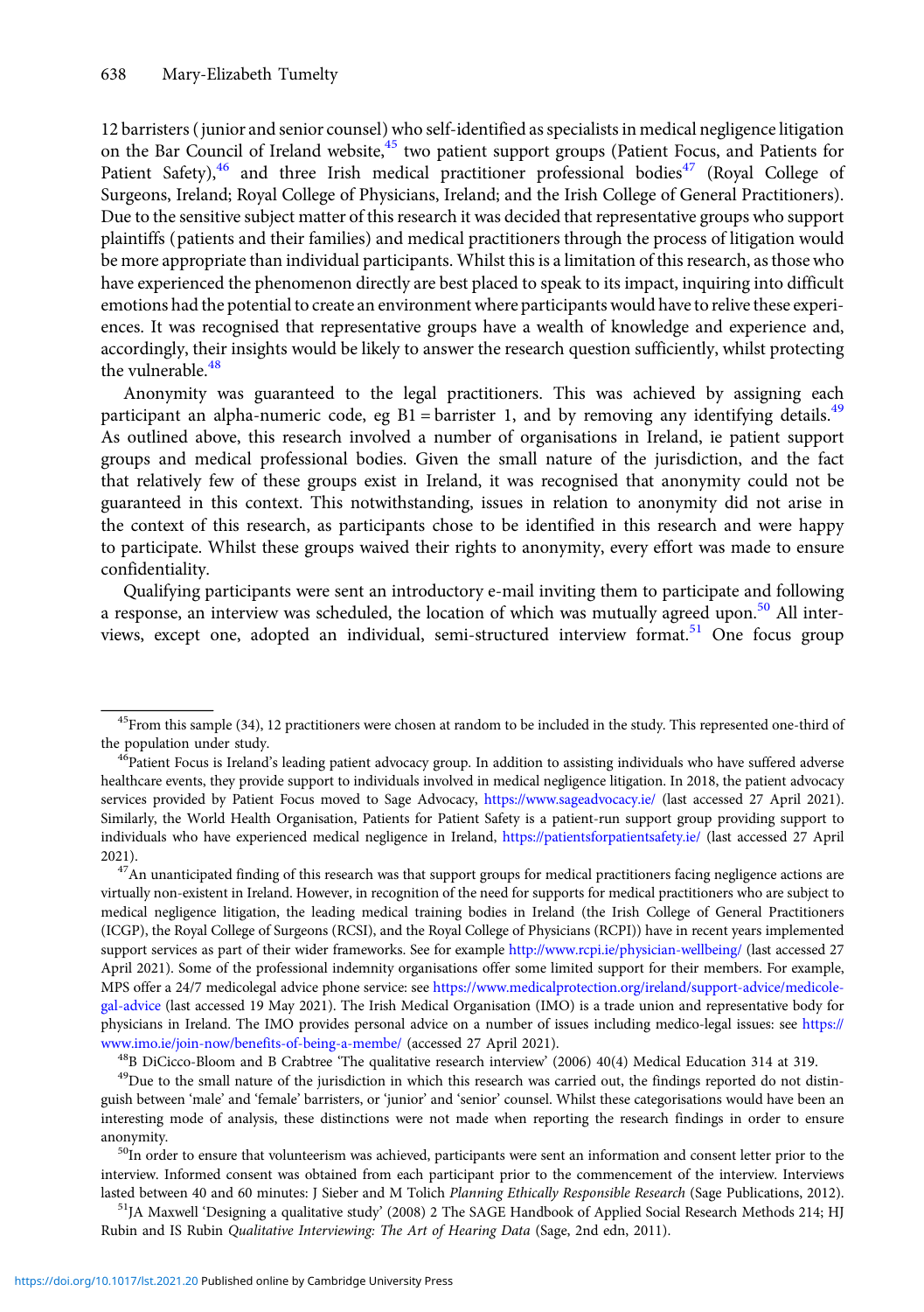12 barristers (junior and senior counsel) who self-identified as specialists in medical negligence litigation on the Bar Council of Ireland website,[45] two patient support groups (Patient Focus, and Patients for Patient Safety),[46] and three Irish medical practitioner professional bodies[47] (Royal College of Surgeons, Ireland; Royal College of Physicians, Ireland; and the Irish College of General Practitioners). Due to the sensitive subject matter of this research it was decided that representative groups who support plaintiffs (patients and their families) and medical practitioners through the process of litigation would be more appropriate than individual participants. Whilst this is a limitation of this research, as those who have experienced the phenomenon directly are best placed to speak to its impact, inquiring into difficult emotions had the potential to create an environment where participants would have to relive these experiences. It was recognised that representative groups have a wealth of knowledge and experience and, accordingly, their insights would be likely to answer the research question sufficiently, whilst protecting the vulnerable.[48]

Anonymity was guaranteed to the legal practitioners. This was achieved by assigning each participant an alpha-numeric code, eg B1 = barrister 1, and by removing any identifying details.[49] As outlined above, this research involved a number of organisations in Ireland, ie patient support groups and medical professional bodies. Given the small nature of the jurisdiction, and the fact that relatively few of these groups exist in Ireland, it was recognised that anonymity could not be guaranteed in this context. This notwithstanding, issues in relation to anonymity did not arise in the context of this research, as participants chose to be identified in this research and were happy to participate. Whilst these groups waived their rights to anonymity, every effort was made to ensure confidentiality.

Qualifying participants were sent an introductory e-mail inviting them to participate and following a response, an interview was scheduled, the location of which was mutually agreed upon.[50] All interviews, except one, adopted an individual, semi-structured interview format.[51] One focus group

---

[45] From this sample (34), 12 practitioners were chosen at random to be included in the study. This represented one-third of the population under study.

[46] Patient Focus is Ireland's leading patient advocacy group. In addition to assisting individuals who have suffered adverse healthcare events, they provide support to individuals involved in medical negligence litigation. In 2018, the patient advocacy services provided by Patient Focus moved to Sage Advocacy, https://www.sageadvocacy.ie/ (last accessed 27 April 2021). Similarly, the World Health Organisation, Patients for Patient Safety is a patient-run support group providing support to individuals who have experienced medical negligence in Ireland, https://patientsforpatientsafety.ie/ (last accessed 27 April 2021).

[47] An unanticipated finding of this research was that support groups for medical practitioners facing negligence actions are virtually non-existent in Ireland. However, in recognition of the need for supports for medical practitioners who are subject to medical negligence litigation, the leading medical training bodies in Ireland (the Irish College of General Practitioners (ICGP), the Royal College of Surgeons (RCSI), and the Royal College of Physicians (RCPI)) have in recent years implemented support services as part of their wider frameworks. See for example http://www.rcpi.ie/physician-wellbeing/ (last accessed 27 April 2021). Some of the professional indemnity organisations offer some limited support for their members. For example, MPS offer a 24/7 medicolegal advice phone service: see https://www.medicalprotection.org/ireland/support-advice/medicolegal-advice (last accessed 19 May 2021). The Irish Medical Organisation (IMO) is a trade union and representative body for physicians in Ireland. The IMO provides personal advice on a number of issues including medico-legal issues: see https://www.imo.ie/join-now/benefits-of-being-a-membe/ (accessed 27 April 2021).

[48] B DiCicco-Bloom and B Crabtree 'The qualitative research interview' (2006) 40(4) Medical Education 314 at 319.

[49] Due to the small nature of the jurisdiction in which this research was carried out, the findings reported do not distinguish between 'male' and 'female' barristers, or 'junior' and 'senior' counsel. Whilst these categorisations would have been an interesting mode of analysis, these distinctions were not made when reporting the research findings in order to ensure anonymity.

[50] In order to ensure that volunteerism was achieved, participants were sent an information and consent letter prior to the interview. Informed consent was obtained from each participant prior to the commencement of the interview. Interviews lasted between 40 and 60 minutes: J Sieber and M Tolich *Planning Ethically Responsible Research* (Sage Publications, 2012).

[51] JA Maxwell 'Designing a qualitative study' (2008) 2 The SAGE Handbook of Applied Social Research Methods 214; HJ Rubin and IS Rubin *Qualitative Interviewing: The Art of Hearing Data* (Sage, 2nd edn, 2011).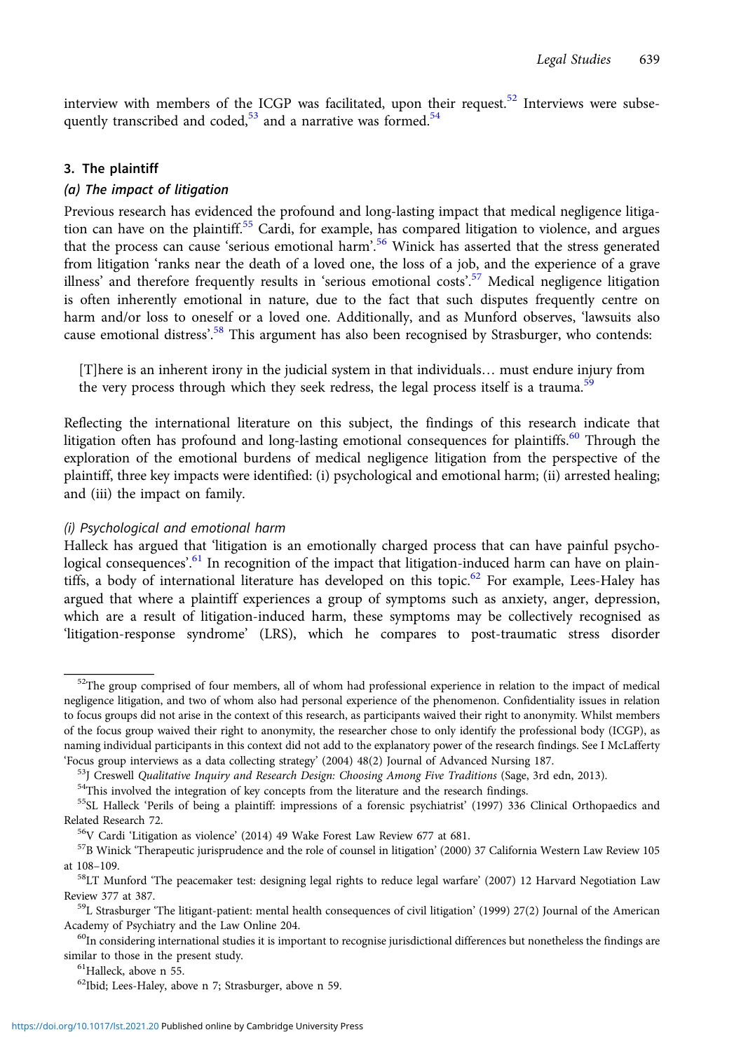interview with members of the ICGP was facilitated, upon their request.[52] Interviews were subsequently transcribed and coded,[53] and a narrative was formed.[54]

## 3. The plaintiff

### (a) The impact of litigation

Previous research has evidenced the profound and long-lasting impact that medical negligence litigation can have on the plaintiff.[55] Cardi, for example, has compared litigation to violence, and argues that the process can cause 'serious emotional harm'.[56] Winick has asserted that the stress generated from litigation 'ranks near the death of a loved one, the loss of a job, and the experience of a grave illness' and therefore frequently results in 'serious emotional costs'.[57] Medical negligence litigation is often inherently emotional in nature, due to the fact that such disputes frequently centre on harm and/or loss to oneself or a loved one. Additionally, and as Munford observes, 'lawsuits also cause emotional distress'.[58] This argument has also been recognised by Strasburger, who contends:

> [T]here is an inherent irony in the judicial system in that individuals… must endure injury from the very process through which they seek redress, the legal process itself is a trauma.[59]

Reflecting the international literature on this subject, the findings of this research indicate that litigation often has profound and long-lasting emotional consequences for plaintiffs.[60] Through the exploration of the emotional burdens of medical negligence litigation from the perspective of the plaintiff, three key impacts were identified: (i) psychological and emotional harm; (ii) arrested healing; and (iii) the impact on family.

#### (i) Psychological and emotional harm

Halleck has argued that 'litigation is an emotionally charged process that can have painful psychological consequences'.[61] In recognition of the impact that litigation-induced harm can have on plaintiffs, a body of international literature has developed on this topic.[62] For example, Lees-Haley has argued that where a plaintiff experiences a group of symptoms such as anxiety, anger, depression, which are a result of litigation-induced harm, these symptoms may be collectively recognised as 'litigation-response syndrome' (LRS), which he compares to post-traumatic stress disorder

---

[52]The group comprised of four members, all of whom had professional experience in relation to the impact of medical negligence litigation, and two of whom also had personal experience of the phenomenon. Confidentiality issues in relation to focus groups did not arise in the context of this research, as participants waived their right to anonymity. Whilst members of the focus group waived their right to anonymity, the researcher chose to only identify the professional body (ICGP), as naming individual participants in this context did not add to the explanatory power of the research findings. See I McLafferty 'Focus group interviews as a data collecting strategy' (2004) 48(2) Journal of Advanced Nursing 187.

[53]J Creswell *Qualitative Inquiry and Research Design: Choosing Among Five Traditions* (Sage, 3rd edn, 2013).

[54]This involved the integration of key concepts from the literature and the research findings.

[55]SL Halleck 'Perils of being a plaintiff: impressions of a forensic psychiatrist' (1997) 336 Clinical Orthopaedics and Related Research 72.

[56]V Cardi 'Litigation as violence' (2014) 49 Wake Forest Law Review 677 at 681.

[57]B Winick 'Therapeutic jurisprudence and the role of counsel in litigation' (2000) 37 California Western Law Review 105 at 108–109.

[58]LT Munford 'The peacemaker test: designing legal rights to reduce legal warfare' (2007) 12 Harvard Negotiation Law Review 377 at 387.

[59]L Strasburger 'The litigant-patient: mental health consequences of civil litigation' (1999) 27(2) Journal of the American Academy of Psychiatry and the Law Online 204.

[60]In considering international studies it is important to recognise jurisdictional differences but nonetheless the findings are similar to those in the present study.

[61]Halleck, above n 55.

[62]Ibid; Lees-Haley, above n 7; Strasburger, above n 59.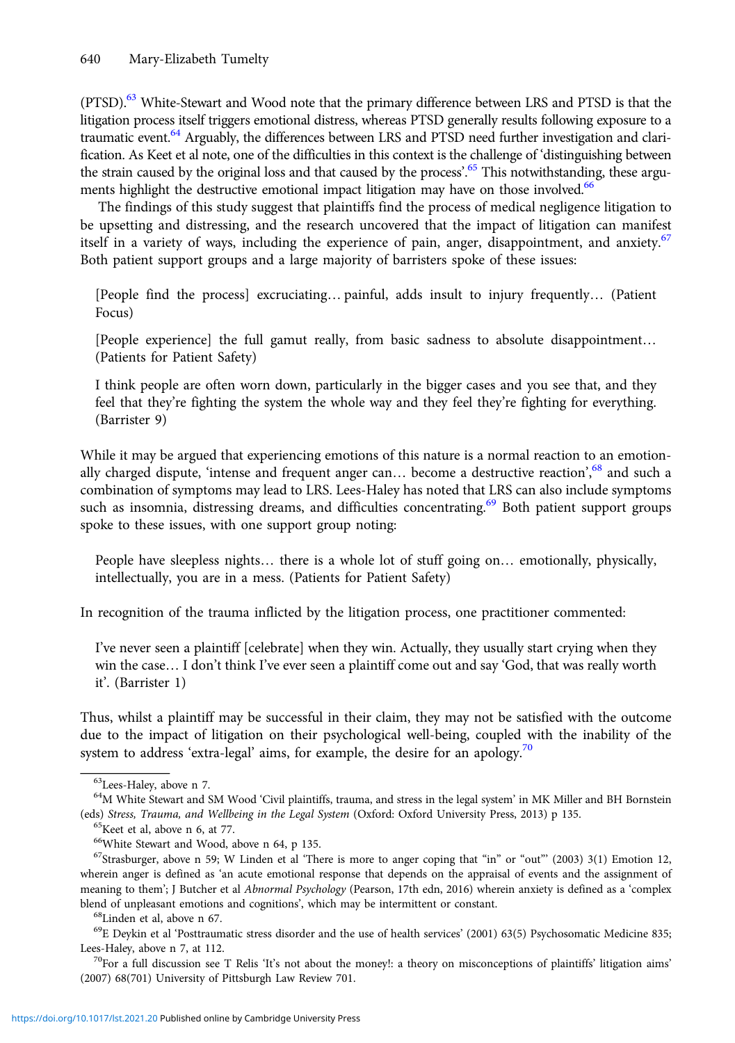(PTSD).[63] White-Stewart and Wood note that the primary difference between LRS and PTSD is that the litigation process itself triggers emotional distress, whereas PTSD generally results following exposure to a traumatic event.[64] Arguably, the differences between LRS and PTSD need further investigation and clarification. As Keet et al note, one of the difficulties in this context is the challenge of 'distinguishing between the strain caused by the original loss and that caused by the process'.[65] This notwithstanding, these arguments highlight the destructive emotional impact litigation may have on those involved.[66]

The findings of this study suggest that plaintiffs find the process of medical negligence litigation to be upsetting and distressing, and the research uncovered that the impact of litigation can manifest itself in a variety of ways, including the experience of pain, anger, disappointment, and anxiety.[67] Both patient support groups and a large majority of barristers spoke of these issues:

> [People find the process] excruciating… painful, adds insult to injury frequently… (Patient Focus)
>
> [People experience] the full gamut really, from basic sadness to absolute disappointment… (Patients for Patient Safety)
>
> I think people are often worn down, particularly in the bigger cases and you see that, and they feel that they're fighting the system the whole way and they feel they're fighting for everything. (Barrister 9)

While it may be argued that experiencing emotions of this nature is a normal reaction to an emotionally charged dispute, 'intense and frequent anger can… become a destructive reaction',[68] and such a combination of symptoms may lead to LRS. Lees-Haley has noted that LRS can also include symptoms such as insomnia, distressing dreams, and difficulties concentrating.[69] Both patient support groups spoke to these issues, with one support group noting:

> People have sleepless nights… there is a whole lot of stuff going on… emotionally, physically, intellectually, you are in a mess. (Patients for Patient Safety)

In recognition of the trauma inflicted by the litigation process, one practitioner commented:

> I've never seen a plaintiff [celebrate] when they win. Actually, they usually start crying when they win the case… I don't think I've ever seen a plaintiff come out and say 'God, that was really worth it'. (Barrister 1)

Thus, whilst a plaintiff may be successful in their claim, they may not be satisfied with the outcome due to the impact of litigation on their psychological well-being, coupled with the inability of the system to address 'extra-legal' aims, for example, the desire for an apology.[70]

---

[63] Lees-Haley, above n 7.

[64] M White Stewart and SM Wood 'Civil plaintiffs, trauma, and stress in the legal system' in MK Miller and BH Bornstein (eds) *Stress, Trauma, and Wellbeing in the Legal System* (Oxford: Oxford University Press, 2013) p 135.

[65] Keet et al, above n 6, at 77.

[66] White Stewart and Wood, above n 64, p 135.

[67] Strasburger, above n 59; W Linden et al 'There is more to anger coping that "in" or "out"' (2003) 3(1) Emotion 12, wherein anger is defined as 'an acute emotional response that depends on the appraisal of events and the assignment of meaning to them'; J Butcher et al *Abnormal Psychology* (Pearson, 17th edn, 2016) wherein anxiety is defined as a 'complex blend of unpleasant emotions and cognitions', which may be intermittent or constant.

[68] Linden et al, above n 67.

[69] E Deykin et al 'Posttraumatic stress disorder and the use of health services' (2001) 63(5) Psychosomatic Medicine 835; Lees-Haley, above n 7, at 112.

[70] For a full discussion see T Relis 'It's not about the money!: a theory on misconceptions of plaintiffs' litigation aims' (2007) 68(701) University of Pittsburgh Law Review 701.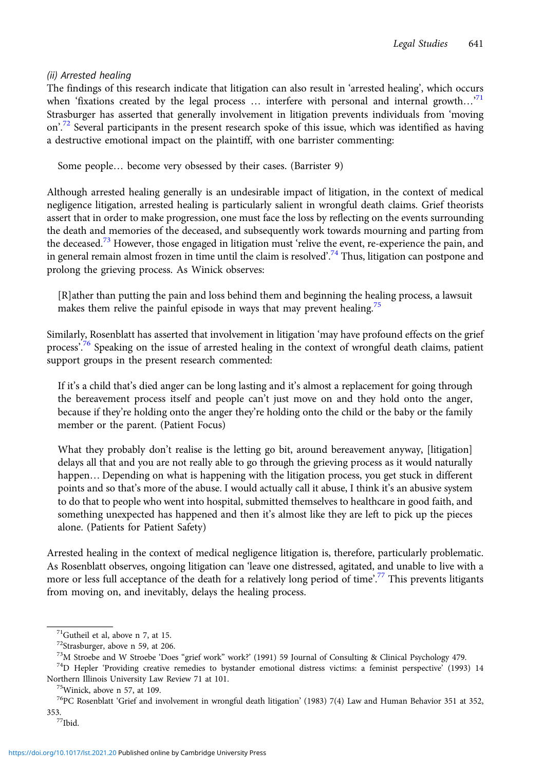*(ii) Arrested healing*

The findings of this research indicate that litigation can also result in 'arrested healing', which occurs when 'fixations created by the legal process … interfere with personal and internal growth…'[71] Strasburger has asserted that generally involvement in litigation prevents individuals from 'moving on'.[72] Several participants in the present research spoke of this issue, which was identified as having a destructive emotional impact on the plaintiff, with one barrister commenting:

> Some people… become very obsessed by their cases. (Barrister 9)

Although arrested healing generally is an undesirable impact of litigation, in the context of medical negligence litigation, arrested healing is particularly salient in wrongful death claims. Grief theorists assert that in order to make progression, one must face the loss by reflecting on the events surrounding the death and memories of the deceased, and subsequently work towards mourning and parting from the deceased.[73] However, those engaged in litigation must 'relive the event, re-experience the pain, and in general remain almost frozen in time until the claim is resolved'.[74] Thus, litigation can postpone and prolong the grieving process. As Winick observes:

> [R]ather than putting the pain and loss behind them and beginning the healing process, a lawsuit makes them relive the painful episode in ways that may prevent healing.[75]

Similarly, Rosenblatt has asserted that involvement in litigation 'may have profound effects on the grief process'.[76] Speaking on the issue of arrested healing in the context of wrongful death claims, patient support groups in the present research commented:

> If it's a child that's died anger can be long lasting and it's almost a replacement for going through the bereavement process itself and people can't just move on and they hold onto the anger, because if they're holding onto the anger they're holding onto the child or the baby or the family member or the parent. (Patient Focus)

> What they probably don't realise is the letting go bit, around bereavement anyway, [litigation] delays all that and you are not really able to go through the grieving process as it would naturally happen… Depending on what is happening with the litigation process, you get stuck in different points and so that's more of the abuse. I would actually call it abuse, I think it's an abusive system to do that to people who went into hospital, submitted themselves to healthcare in good faith, and something unexpected has happened and then it's almost like they are left to pick up the pieces alone. (Patients for Patient Safety)

Arrested healing in the context of medical negligence litigation is, therefore, particularly problematic. As Rosenblatt observes, ongoing litigation can 'leave one distressed, agitated, and unable to live with a more or less full acceptance of the death for a relatively long period of time'.[77] This prevents litigants from moving on, and inevitably, delays the healing process.

---

[71] Gutheil et al, above n 7, at 15.

[72] Strasburger, above n 59, at 206.

[73] M Stroebe and W Stroebe 'Does "grief work" work?' (1991) 59 Journal of Consulting & Clinical Psychology 479.

[74] D Hepler 'Providing creative remedies to bystander emotional distress victims: a feminist perspective' (1993) 14 Northern Illinois University Law Review 71 at 101.

[75] Winick, above n 57, at 109.

[76] PC Rosenblatt 'Grief and involvement in wrongful death litigation' (1983) 7(4) Law and Human Behavior 351 at 352, 353.

[77] Ibid.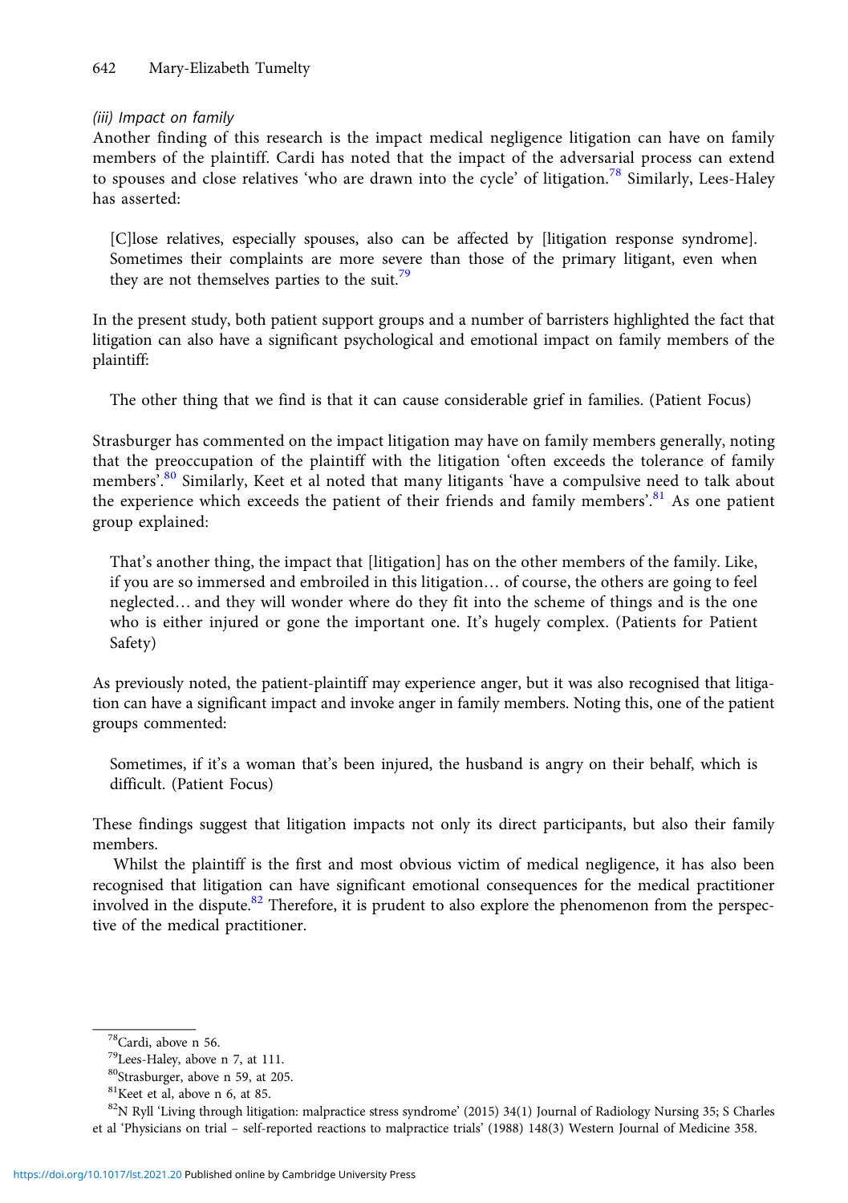*(iii) Impact on family*

Another finding of this research is the impact medical negligence litigation can have on family members of the plaintiff. Cardi has noted that the impact of the adversarial process can extend to spouses and close relatives 'who are drawn into the cycle' of litigation.[78] Similarly, Lees-Haley has asserted:

> [C]lose relatives, especially spouses, also can be affected by [litigation response syndrome]. Sometimes their complaints are more severe than those of the primary litigant, even when they are not themselves parties to the suit.[79]

In the present study, both patient support groups and a number of barristers highlighted the fact that litigation can also have a significant psychological and emotional impact on family members of the plaintiff:

> The other thing that we find is that it can cause considerable grief in families. (Patient Focus)

Strasburger has commented on the impact litigation may have on family members generally, noting that the preoccupation of the plaintiff with the litigation 'often exceeds the tolerance of family members'.[80] Similarly, Keet et al noted that many litigants 'have a compulsive need to talk about the experience which exceeds the patient of their friends and family members'.[81] As one patient group explained:

> That's another thing, the impact that [litigation] has on the other members of the family. Like, if you are so immersed and embroiled in this litigation… of course, the others are going to feel neglected… and they will wonder where do they fit into the scheme of things and is the one who is either injured or gone the important one. It's hugely complex. (Patients for Patient Safety)

As previously noted, the patient-plaintiff may experience anger, but it was also recognised that litigation can have a significant impact and invoke anger in family members. Noting this, one of the patient groups commented:

> Sometimes, if it's a woman that's been injured, the husband is angry on their behalf, which is difficult. (Patient Focus)

These findings suggest that litigation impacts not only its direct participants, but also their family members.

Whilst the plaintiff is the first and most obvious victim of medical negligence, it has also been recognised that litigation can have significant emotional consequences for the medical practitioner involved in the dispute.[82] Therefore, it is prudent to also explore the phenomenon from the perspective of the medical practitioner.

---

[78] Cardi, above n 56.

[79] Lees-Haley, above n 7, at 111.

[80] Strasburger, above n 59, at 205.

[81] Keet et al, above n 6, at 85.

[82] N Ryll 'Living through litigation: malpractice stress syndrome' (2015) 34(1) Journal of Radiology Nursing 35; S Charles et al 'Physicians on trial – self-reported reactions to malpractice trials' (1988) 148(3) Western Journal of Medicine 358.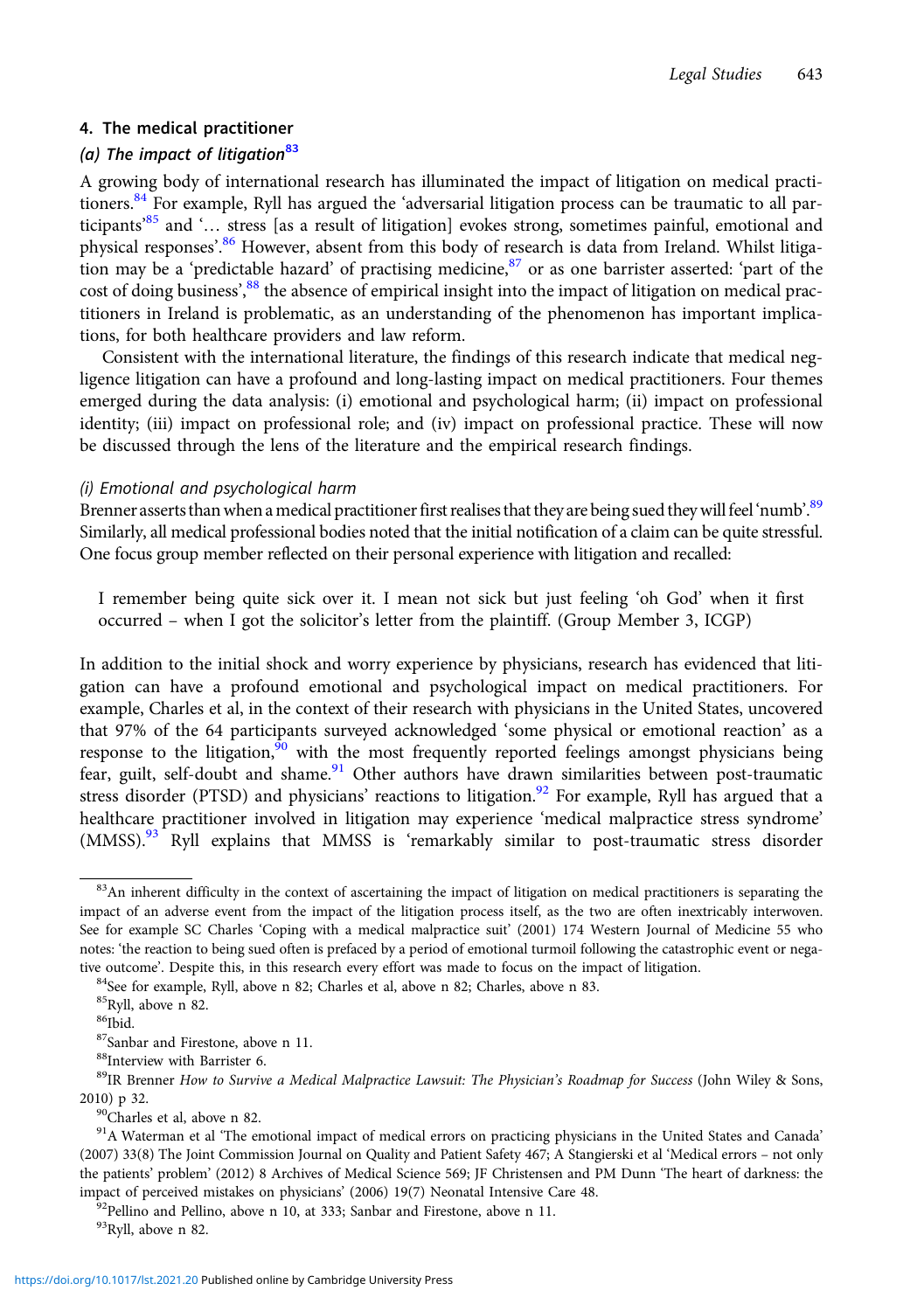## 4. The medical practitioner

### (a) The impact of litigation[83]

A growing body of international research has illuminated the impact of litigation on medical practitioners.[84] For example, Ryll has argued the 'adversarial litigation process can be traumatic to all participants'[85] and '… stress [as a result of litigation] evokes strong, sometimes painful, emotional and physical responses'.[86] However, absent from this body of research is data from Ireland. Whilst litigation may be a 'predictable hazard' of practising medicine,[87] or as one barrister asserted: 'part of the cost of doing business',[88] the absence of empirical insight into the impact of litigation on medical practitioners in Ireland is problematic, as an understanding of the phenomenon has important implications, for both healthcare providers and law reform.

Consistent with the international literature, the findings of this research indicate that medical negligence litigation can have a profound and long-lasting impact on medical practitioners. Four themes emerged during the data analysis: (i) emotional and psychological harm; (ii) impact on professional identity; (iii) impact on professional role; and (iv) impact on professional practice. These will now be discussed through the lens of the literature and the empirical research findings.

#### (i) Emotional and psychological harm

Brenner asserts than when a medical practitioner first realises that they are being sued they will feel 'numb'.[89] Similarly, all medical professional bodies noted that the initial notification of a claim can be quite stressful. One focus group member reflected on their personal experience with litigation and recalled:

> I remember being quite sick over it. I mean not sick but just feeling 'oh God' when it first occurred – when I got the solicitor's letter from the plaintiff. (Group Member 3, ICGP)

In addition to the initial shock and worry experience by physicians, research has evidenced that litigation can have a profound emotional and psychological impact on medical practitioners. For example, Charles et al, in the context of their research with physicians in the United States, uncovered that 97% of the 64 participants surveyed acknowledged 'some physical or emotional reaction' as a response to the litigation,[90] with the most frequently reported feelings amongst physicians being fear, guilt, self-doubt and shame.[91] Other authors have drawn similarities between post-traumatic stress disorder (PTSD) and physicians' reactions to litigation.[92] For example, Ryll has argued that a healthcare practitioner involved in litigation may experience 'medical malpractice stress syndrome' (MMSS).[93] Ryll explains that MMSS is 'remarkably similar to post-traumatic stress disorder

---

[83] An inherent difficulty in the context of ascertaining the impact of litigation on medical practitioners is separating the impact of an adverse event from the impact of the litigation process itself, as the two are often inextricably interwoven. See for example SC Charles 'Coping with a medical malpractice suit' (2001) 174 Western Journal of Medicine 55 who notes: 'the reaction to being sued often is prefaced by a period of emotional turmoil following the catastrophic event or negative outcome'. Despite this, in this research every effort was made to focus on the impact of litigation.

[84] See for example, Ryll, above n 82; Charles et al, above n 82; Charles, above n 83.

[85] Ryll, above n 82.

[86] Ibid.

[87] Sanbar and Firestone, above n 11.

[88] Interview with Barrister 6.

[89] IR Brenner *How to Survive a Medical Malpractice Lawsuit: The Physician's Roadmap for Success* (John Wiley & Sons, 2010) p 32.

[90] Charles et al, above n 82.

[91] A Waterman et al 'The emotional impact of medical errors on practicing physicians in the United States and Canada' (2007) 33(8) The Joint Commission Journal on Quality and Patient Safety 467; A Stangierski et al 'Medical errors – not only the patients' problem' (2012) 8 Archives of Medical Science 569; JF Christensen and PM Dunn 'The heart of darkness: the impact of perceived mistakes on physicians' (2006) 19(7) Neonatal Intensive Care 48.

[92] Pellino and Pellino, above n 10, at 333; Sanbar and Firestone, above n 11.

[93] Ryll, above n 82.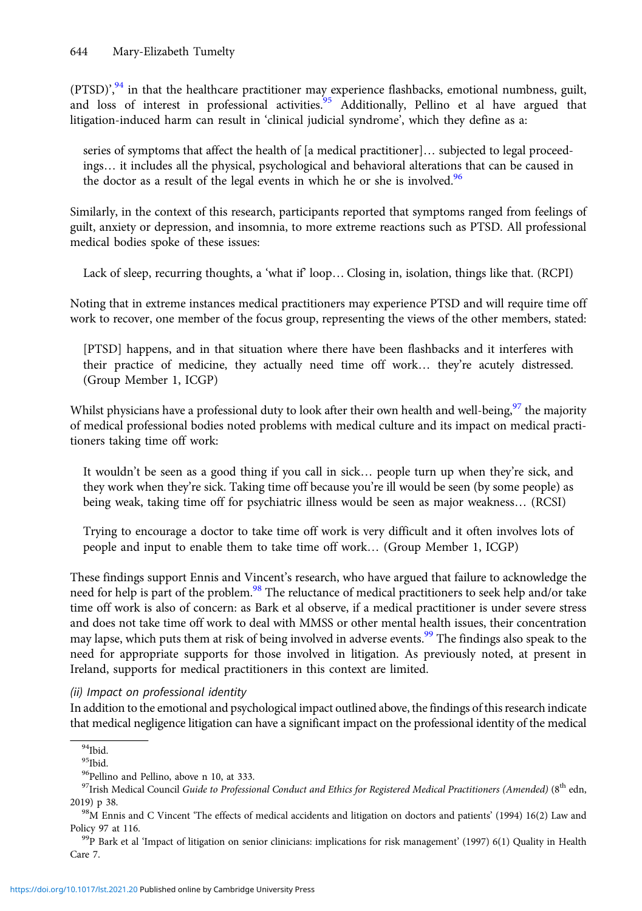(PTSD)',[94] in that the healthcare practitioner may experience flashbacks, emotional numbness, guilt, and loss of interest in professional activities.[95] Additionally, Pellino et al have argued that litigation-induced harm can result in 'clinical judicial syndrome', which they define as a:

> series of symptoms that affect the health of [a medical practitioner]… subjected to legal proceedings… it includes all the physical, psychological and behavioral alterations that can be caused in the doctor as a result of the legal events in which he or she is involved.[96]

Similarly, in the context of this research, participants reported that symptoms ranged from feelings of guilt, anxiety or depression, and insomnia, to more extreme reactions such as PTSD. All professional medical bodies spoke of these issues:

> Lack of sleep, recurring thoughts, a 'what if' loop… Closing in, isolation, things like that. (RCPI)

Noting that in extreme instances medical practitioners may experience PTSD and will require time off work to recover, one member of the focus group, representing the views of the other members, stated:

> [PTSD] happens, and in that situation where there have been flashbacks and it interferes with their practice of medicine, they actually need time off work… they're acutely distressed. (Group Member 1, ICGP)

Whilst physicians have a professional duty to look after their own health and well-being,[97] the majority of medical professional bodies noted problems with medical culture and its impact on medical practitioners taking time off work:

> It wouldn't be seen as a good thing if you call in sick… people turn up when they're sick, and they work when they're sick. Taking time off because you're ill would be seen (by some people) as being weak, taking time off for psychiatric illness would be seen as major weakness… (RCSI)

> Trying to encourage a doctor to take time off work is very difficult and it often involves lots of people and input to enable them to take time off work… (Group Member 1, ICGP)

These findings support Ennis and Vincent's research, who have argued that failure to acknowledge the need for help is part of the problem.[98] The reluctance of medical practitioners to seek help and/or take time off work is also of concern: as Bark et al observe, if a medical practitioner is under severe stress and does not take time off work to deal with MMSS or other mental health issues, their concentration may lapse, which puts them at risk of being involved in adverse events.[99] The findings also speak to the need for appropriate supports for those involved in litigation. As previously noted, at present in Ireland, supports for medical practitioners in this context are limited.

*(ii) Impact on professional identity*

In addition to the emotional and psychological impact outlined above, the findings of this research indicate that medical negligence litigation can have a significant impact on the professional identity of the medical

---

[94] Ibid.

[95] Ibid.

[96] Pellino and Pellino, above n 10, at 333.

[97] Irish Medical Council *Guide to Professional Conduct and Ethics for Registered Medical Practitioners (Amended)* (8th edn, 2019) p 38.

[98] M Ennis and C Vincent 'The effects of medical accidents and litigation on doctors and patients' (1994) 16(2) Law and Policy 97 at 116.

[99] P Bark et al 'Impact of litigation on senior clinicians: implications for risk management' (1997) 6(1) Quality in Health Care 7.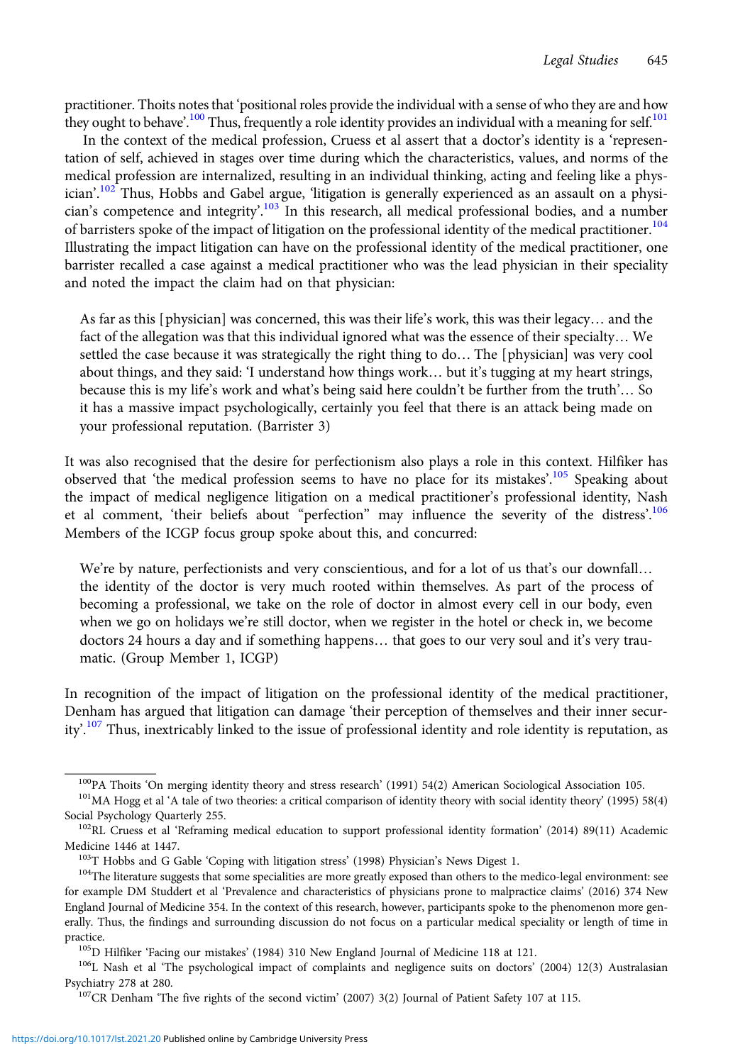practitioner. Thoits notes that 'positional roles provide the individual with a sense of who they are and how they ought to behave'.[100] Thus, frequently a role identity provides an individual with a meaning for self.[101]

In the context of the medical profession, Cruess et al assert that a doctor's identity is a 'representation of self, achieved in stages over time during which the characteristics, values, and norms of the medical profession are internalized, resulting in an individual thinking, acting and feeling like a physician'.[102] Thus, Hobbs and Gabel argue, 'litigation is generally experienced as an assault on a physician's competence and integrity'.[103] In this research, all medical professional bodies, and a number of barristers spoke of the impact of litigation on the professional identity of the medical practitioner.[104] Illustrating the impact litigation can have on the professional identity of the medical practitioner, one barrister recalled a case against a medical practitioner who was the lead physician in their speciality and noted the impact the claim had on that physician:

> As far as this [physician] was concerned, this was their life's work, this was their legacy… and the fact of the allegation was that this individual ignored what was the essence of their specialty… We settled the case because it was strategically the right thing to do… The [physician] was very cool about things, and they said: 'I understand how things work… but it's tugging at my heart strings, because this is my life's work and what's being said here couldn't be further from the truth'… So it has a massive impact psychologically, certainly you feel that there is an attack being made on your professional reputation. (Barrister 3)

It was also recognised that the desire for perfectionism also plays a role in this context. Hilfiker has observed that 'the medical profession seems to have no place for its mistakes'.[105] Speaking about the impact of medical negligence litigation on a medical practitioner's professional identity, Nash et al comment, 'their beliefs about "perfection" may influence the severity of the distress'.[106] Members of the ICGP focus group spoke about this, and concurred:

> We're by nature, perfectionists and very conscientious, and for a lot of us that's our downfall… the identity of the doctor is very much rooted within themselves. As part of the process of becoming a professional, we take on the role of doctor in almost every cell in our body, even when we go on holidays we're still doctor, when we register in the hotel or check in, we become doctors 24 hours a day and if something happens… that goes to our very soul and it's very traumatic. (Group Member 1, ICGP)

In recognition of the impact of litigation on the professional identity of the medical practitioner, Denham has argued that litigation can damage 'their perception of themselves and their inner security'.[107] Thus, inextricably linked to the issue of professional identity and role identity is reputation, as

---

[100] PA Thoits 'On merging identity theory and stress research' (1991) 54(2) American Sociological Association 105.

[101] MA Hogg et al 'A tale of two theories: a critical comparison of identity theory with social identity theory' (1995) 58(4) Social Psychology Quarterly 255.

[102] RL Cruess et al 'Reframing medical education to support professional identity formation' (2014) 89(11) Academic Medicine 1446 at 1447.

[103] T Hobbs and G Gable 'Coping with litigation stress' (1998) Physician's News Digest 1.

[104] The literature suggests that some specialities are more greatly exposed than others to the medico-legal environment: see for example DM Studdert et al 'Prevalence and characteristics of physicians prone to malpractice claims' (2016) 374 New England Journal of Medicine 354. In the context of this research, however, participants spoke to the phenomenon more generally. Thus, the findings and surrounding discussion do not focus on a particular medical speciality or length of time in practice.

[105] D Hilfiker 'Facing our mistakes' (1984) 310 New England Journal of Medicine 118 at 121.

[106] L Nash et al 'The psychological impact of complaints and negligence suits on doctors' (2004) 12(3) Australasian Psychiatry 278 at 280.

[107] CR Denham 'The five rights of the second victim' (2007) 3(2) Journal of Patient Safety 107 at 115.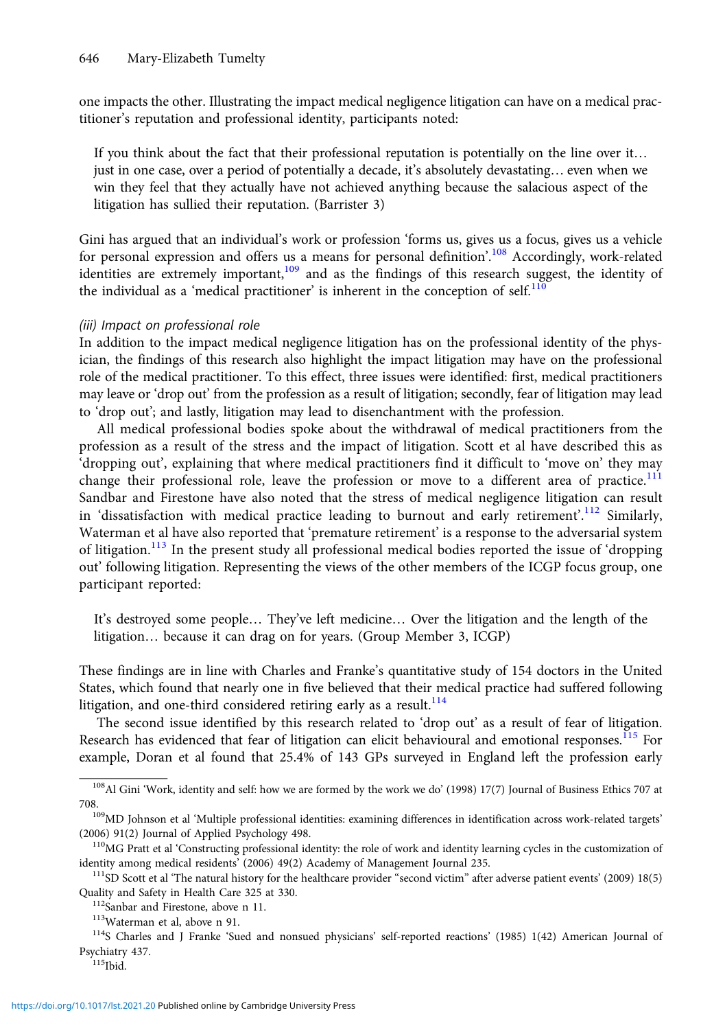one impacts the other. Illustrating the impact medical negligence litigation can have on a medical practitioner's reputation and professional identity, participants noted:

> If you think about the fact that their professional reputation is potentially on the line over it… just in one case, over a period of potentially a decade, it's absolutely devastating… even when we win they feel that they actually have not achieved anything because the salacious aspect of the litigation has sullied their reputation. (Barrister 3)

Gini has argued that an individual's work or profession 'forms us, gives us a focus, gives us a vehicle for personal expression and offers us a means for personal definition'.[108] Accordingly, work-related identities are extremely important,[109] and as the findings of this research suggest, the identity of the individual as a 'medical practitioner' is inherent in the conception of self.[110]

*(iii) Impact on professional role*

In addition to the impact medical negligence litigation has on the professional identity of the physician, the findings of this research also highlight the impact litigation may have on the professional role of the medical practitioner. To this effect, three issues were identified: first, medical practitioners may leave or 'drop out' from the profession as a result of litigation; secondly, fear of litigation may lead to 'drop out'; and lastly, litigation may lead to disenchantment with the profession.

All medical professional bodies spoke about the withdrawal of medical practitioners from the profession as a result of the stress and the impact of litigation. Scott et al have described this as 'dropping out', explaining that where medical practitioners find it difficult to 'move on' they may change their professional role, leave the profession or move to a different area of practice.[111] Sandbar and Firestone have also noted that the stress of medical negligence litigation can result in 'dissatisfaction with medical practice leading to burnout and early retirement'.[112] Similarly, Waterman et al have also reported that 'premature retirement' is a response to the adversarial system of litigation.[113] In the present study all professional medical bodies reported the issue of 'dropping out' following litigation. Representing the views of the other members of the ICGP focus group, one participant reported:

> It's destroyed some people… They've left medicine… Over the litigation and the length of the litigation… because it can drag on for years. (Group Member 3, ICGP)

These findings are in line with Charles and Franke's quantitative study of 154 doctors in the United States, which found that nearly one in five believed that their medical practice had suffered following litigation, and one-third considered retiring early as a result.[114]

The second issue identified by this research related to 'drop out' as a result of fear of litigation. Research has evidenced that fear of litigation can elicit behavioural and emotional responses.[115] For example, Doran et al found that 25.4% of 143 GPs surveyed in England left the profession early

---

[108] Al Gini 'Work, identity and self: how we are formed by the work we do' (1998) 17(7) Journal of Business Ethics 707 at 708.

[109] MD Johnson et al 'Multiple professional identities: examining differences in identification across work-related targets' (2006) 91(2) Journal of Applied Psychology 498.

[110] MG Pratt et al 'Constructing professional identity: the role of work and identity learning cycles in the customization of identity among medical residents' (2006) 49(2) Academy of Management Journal 235.

[111] SD Scott et al 'The natural history for the healthcare provider "second victim" after adverse patient events' (2009) 18(5) Quality and Safety in Health Care 325 at 330.

[112] Sanbar and Firestone, above n 11.

[113] Waterman et al, above n 91.

[114] S Charles and J Franke 'Sued and nonsued physicians' self-reported reactions' (1985) 1(42) American Journal of Psychiatry 437.

[115] Ibid.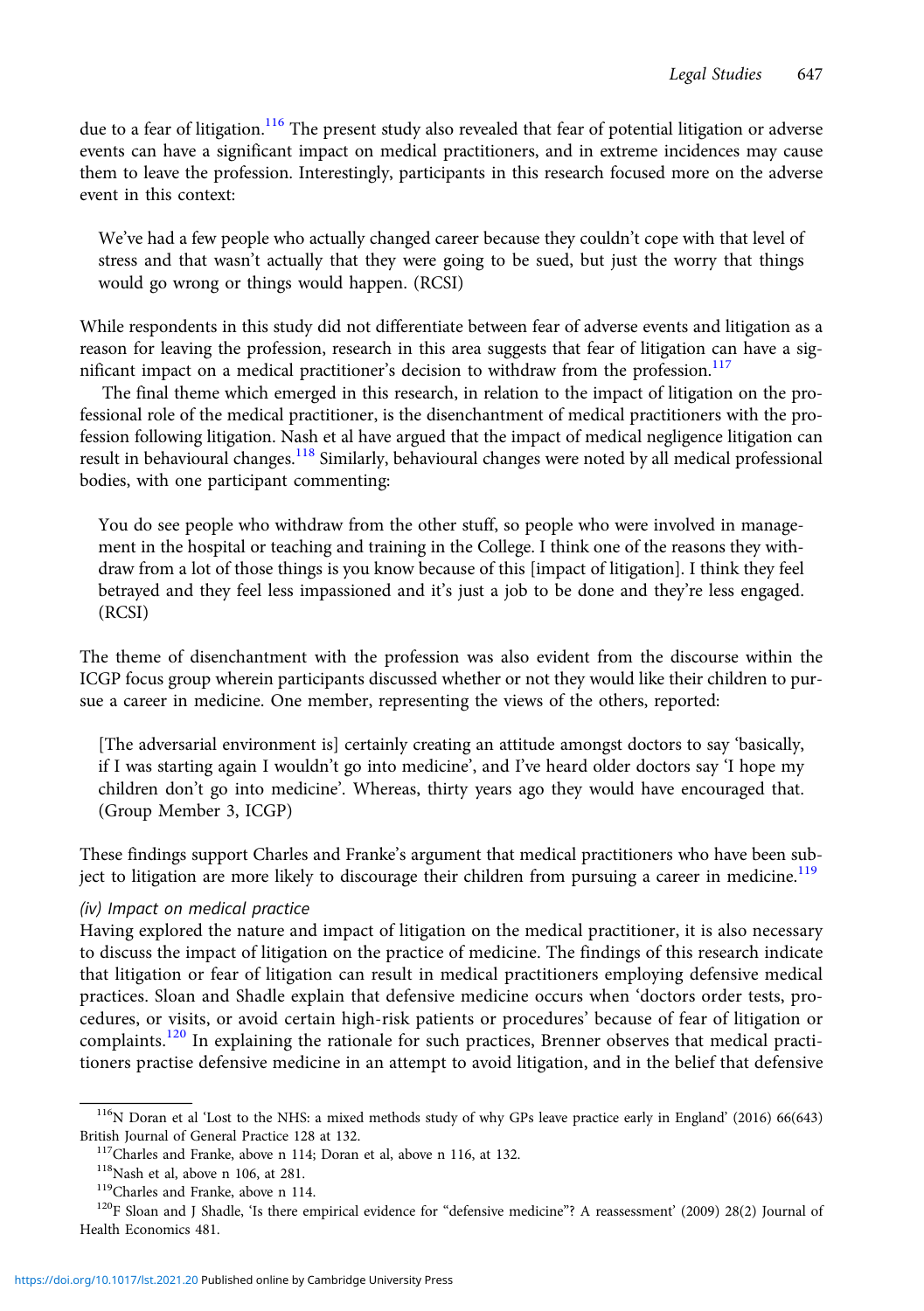due to a fear of litigation.[116] The present study also revealed that fear of potential litigation or adverse events can have a significant impact on medical practitioners, and in extreme incidences may cause them to leave the profession. Interestingly, participants in this research focused more on the adverse event in this context:

> We've had a few people who actually changed career because they couldn't cope with that level of stress and that wasn't actually that they were going to be sued, but just the worry that things would go wrong or things would happen. (RCSI)

While respondents in this study did not differentiate between fear of adverse events and litigation as a reason for leaving the profession, research in this area suggests that fear of litigation can have a significant impact on a medical practitioner's decision to withdraw from the profession.[117]

The final theme which emerged in this research, in relation to the impact of litigation on the professional role of the medical practitioner, is the disenchantment of medical practitioners with the profession following litigation. Nash et al have argued that the impact of medical negligence litigation can result in behavioural changes.[118] Similarly, behavioural changes were noted by all medical professional bodies, with one participant commenting:

> You do see people who withdraw from the other stuff, so people who were involved in management in the hospital or teaching and training in the College. I think one of the reasons they withdraw from a lot of those things is you know because of this [impact of litigation]. I think they feel betrayed and they feel less impassioned and it's just a job to be done and they're less engaged. (RCSI)

The theme of disenchantment with the profession was also evident from the discourse within the ICGP focus group wherein participants discussed whether or not they would like their children to pursue a career in medicine. One member, representing the views of the others, reported:

> [The adversarial environment is] certainly creating an attitude amongst doctors to say 'basically, if I was starting again I wouldn't go into medicine', and I've heard older doctors say 'I hope my children don't go into medicine'. Whereas, thirty years ago they would have encouraged that. (Group Member 3, ICGP)

These findings support Charles and Franke's argument that medical practitioners who have been subject to litigation are more likely to discourage their children from pursuing a career in medicine.[119]

#### *(iv) Impact on medical practice*

Having explored the nature and impact of litigation on the medical practitioner, it is also necessary to discuss the impact of litigation on the practice of medicine. The findings of this research indicate that litigation or fear of litigation can result in medical practitioners employing defensive medical practices. Sloan and Shadle explain that defensive medicine occurs when 'doctors order tests, procedures, or visits, or avoid certain high-risk patients or procedures' because of fear of litigation or complaints.[120] In explaining the rationale for such practices, Brenner observes that medical practitioners practise defensive medicine in an attempt to avoid litigation, and in the belief that defensive

---

[116] N Doran et al 'Lost to the NHS: a mixed methods study of why GPs leave practice early in England' (2016) 66(643) British Journal of General Practice 128 at 132.

[117] Charles and Franke, above n 114; Doran et al, above n 116, at 132.

[118] Nash et al, above n 106, at 281.

[119] Charles and Franke, above n 114.

[120] F Sloan and J Shadle, 'Is there empirical evidence for "defensive medicine"? A reassessment' (2009) 28(2) Journal of Health Economics 481.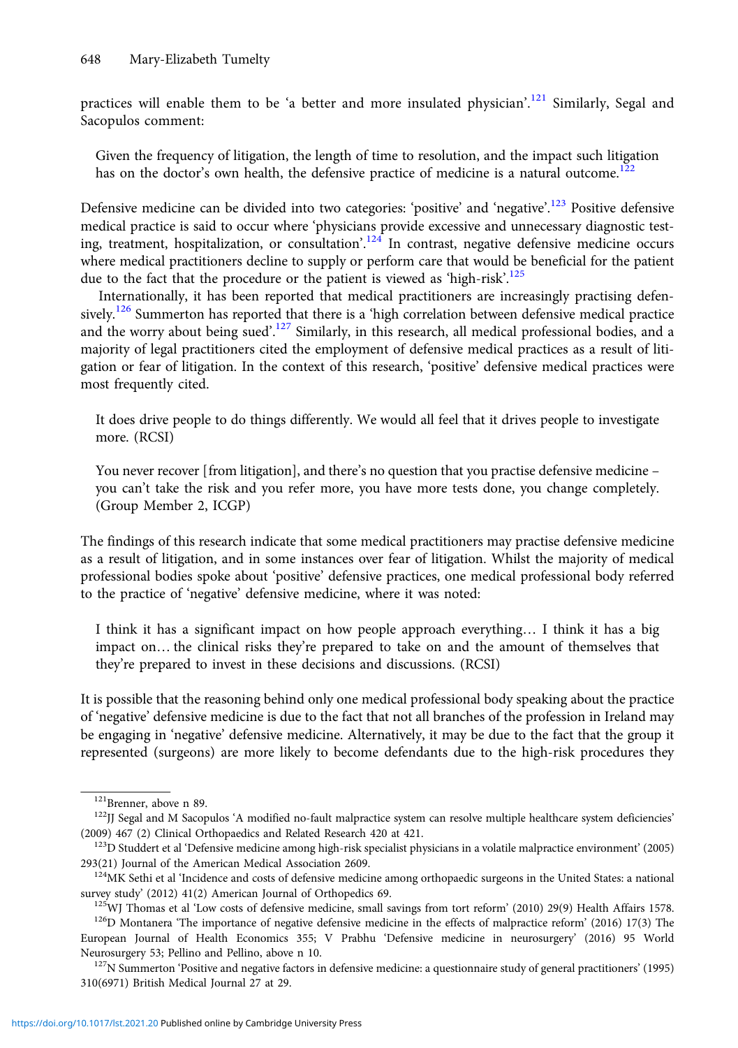practices will enable them to be 'a better and more insulated physician'.[121] Similarly, Segal and Sacopulos comment:

> Given the frequency of litigation, the length of time to resolution, and the impact such litigation has on the doctor's own health, the defensive practice of medicine is a natural outcome.[122]

Defensive medicine can be divided into two categories: 'positive' and 'negative'.[123] Positive defensive medical practice is said to occur where 'physicians provide excessive and unnecessary diagnostic testing, treatment, hospitalization, or consultation'.[124] In contrast, negative defensive medicine occurs where medical practitioners decline to supply or perform care that would be beneficial for the patient due to the fact that the procedure or the patient is viewed as 'high-risk'.[125]

Internationally, it has been reported that medical practitioners are increasingly practising defensively.[126] Summerton has reported that there is a 'high correlation between defensive medical practice and the worry about being sued'.[127] Similarly, in this research, all medical professional bodies, and a majority of legal practitioners cited the employment of defensive medical practices as a result of litigation or fear of litigation. In the context of this research, 'positive' defensive medical practices were most frequently cited.

> It does drive people to do things differently. We would all feel that it drives people to investigate more. (RCSI)

> You never recover [from litigation], and there's no question that you practise defensive medicine – you can't take the risk and you refer more, you have more tests done, you change completely. (Group Member 2, ICGP)

The findings of this research indicate that some medical practitioners may practise defensive medicine as a result of litigation, and in some instances over fear of litigation. Whilst the majority of medical professional bodies spoke about 'positive' defensive practices, one medical professional body referred to the practice of 'negative' defensive medicine, where it was noted:

> I think it has a significant impact on how people approach everything… I think it has a big impact on… the clinical risks they're prepared to take on and the amount of themselves that they're prepared to invest in these decisions and discussions. (RCSI)

It is possible that the reasoning behind only one medical professional body speaking about the practice of 'negative' defensive medicine is due to the fact that not all branches of the profession in Ireland may be engaging in 'negative' defensive medicine. Alternatively, it may be due to the fact that the group it represented (surgeons) are more likely to become defendants due to the high-risk procedures they

---

[121] Brenner, above n 89.

[122] JJ Segal and M Sacopulos 'A modified no-fault malpractice system can resolve multiple healthcare system deficiencies' (2009) 467 (2) Clinical Orthopaedics and Related Research 420 at 421.

[123] D Studdert et al 'Defensive medicine among high-risk specialist physicians in a volatile malpractice environment' (2005) 293(21) Journal of the American Medical Association 2609.

[124] MK Sethi et al 'Incidence and costs of defensive medicine among orthopaedic surgeons in the United States: a national survey study' (2012) 41(2) American Journal of Orthopedics 69.

[125] WJ Thomas et al 'Low costs of defensive medicine, small savings from tort reform' (2010) 29(9) Health Affairs 1578.

[126] D Montanera 'The importance of negative defensive medicine in the effects of malpractice reform' (2016) 17(3) The European Journal of Health Economics 355; V Prabhu 'Defensive medicine in neurosurgery' (2016) 95 World Neurosurgery 53; Pellino and Pellino, above n 10.

[127] N Summerton 'Positive and negative factors in defensive medicine: a questionnaire study of general practitioners' (1995) 310(6971) British Medical Journal 27 at 29.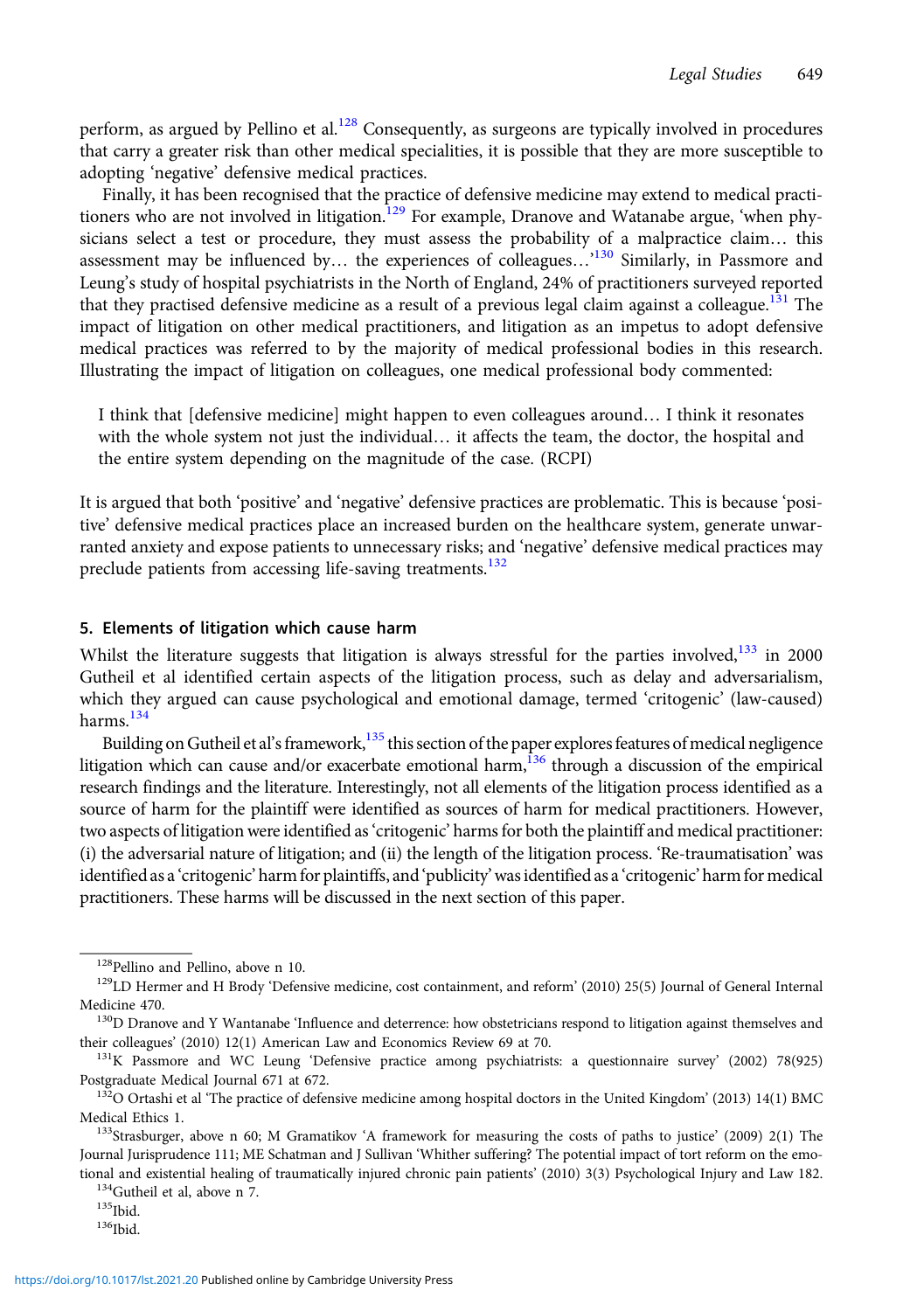perform, as argued by Pellino et al.[128] Consequently, as surgeons are typically involved in procedures that carry a greater risk than other medical specialities, it is possible that they are more susceptible to adopting 'negative' defensive medical practices.

Finally, it has been recognised that the practice of defensive medicine may extend to medical practitioners who are not involved in litigation.[129] For example, Dranove and Watanabe argue, 'when physicians select a test or procedure, they must assess the probability of a malpractice claim… this assessment may be influenced by… the experiences of colleagues…'[130] Similarly, in Passmore and Leung's study of hospital psychiatrists in the North of England, 24% of practitioners surveyed reported that they practised defensive medicine as a result of a previous legal claim against a colleague.[131] The impact of litigation on other medical practitioners, and litigation as an impetus to adopt defensive medical practices was referred to by the majority of medical professional bodies in this research. Illustrating the impact of litigation on colleagues, one medical professional body commented:

> I think that [defensive medicine] might happen to even colleagues around… I think it resonates with the whole system not just the individual… it affects the team, the doctor, the hospital and the entire system depending on the magnitude of the case. (RCPI)

It is argued that both 'positive' and 'negative' defensive practices are problematic. This is because 'positive' defensive medical practices place an increased burden on the healthcare system, generate unwarranted anxiety and expose patients to unnecessary risks; and 'negative' defensive medical practices may preclude patients from accessing life-saving treatments.[132]

## 5. Elements of litigation which cause harm

Whilst the literature suggests that litigation is always stressful for the parties involved,[133] in 2000 Gutheil et al identified certain aspects of the litigation process, such as delay and adversarialism, which they argued can cause psychological and emotional damage, termed 'critogenic' (law-caused) harms.[134]

Building on Gutheil et al's framework,[135] this section of the paper explores features of medical negligence litigation which can cause and/or exacerbate emotional harm,[136] through a discussion of the empirical research findings and the literature. Interestingly, not all elements of the litigation process identified as a source of harm for the plaintiff were identified as sources of harm for medical practitioners. However, two aspects of litigation were identified as 'critogenic' harms for both the plaintiff and medical practitioner: (i) the adversarial nature of litigation; and (ii) the length of the litigation process. 'Re-traumatisation' was identified as a 'critogenic' harm for plaintiffs, and 'publicity' was identified as a 'critogenic' harm for medical practitioners. These harms will be discussed in the next section of this paper.

---

[128]Pellino and Pellino, above n 10.

[129]LD Hermer and H Brody 'Defensive medicine, cost containment, and reform' (2010) 25(5) Journal of General Internal Medicine 470.

[130]D Dranove and Y Wantanabe 'Influence and deterrence: how obstetricians respond to litigation against themselves and their colleagues' (2010) 12(1) American Law and Economics Review 69 at 70.

[131]K Passmore and WC Leung 'Defensive practice among psychiatrists: a questionnaire survey' (2002) 78(925) Postgraduate Medical Journal 671 at 672.

[132]O Ortashi et al 'The practice of defensive medicine among hospital doctors in the United Kingdom' (2013) 14(1) BMC Medical Ethics 1.

[133]Strasburger, above n 60; M Gramatikov 'A framework for measuring the costs of paths to justice' (2009) 2(1) The Journal Jurisprudence 111; ME Schatman and J Sullivan 'Whither suffering? The potential impact of tort reform on the emotional and existential healing of traumatically injured chronic pain patients' (2010) 3(3) Psychological Injury and Law 182.

[134]Gutheil et al, above n 7.

[135]Ibid.

[136]Ibid.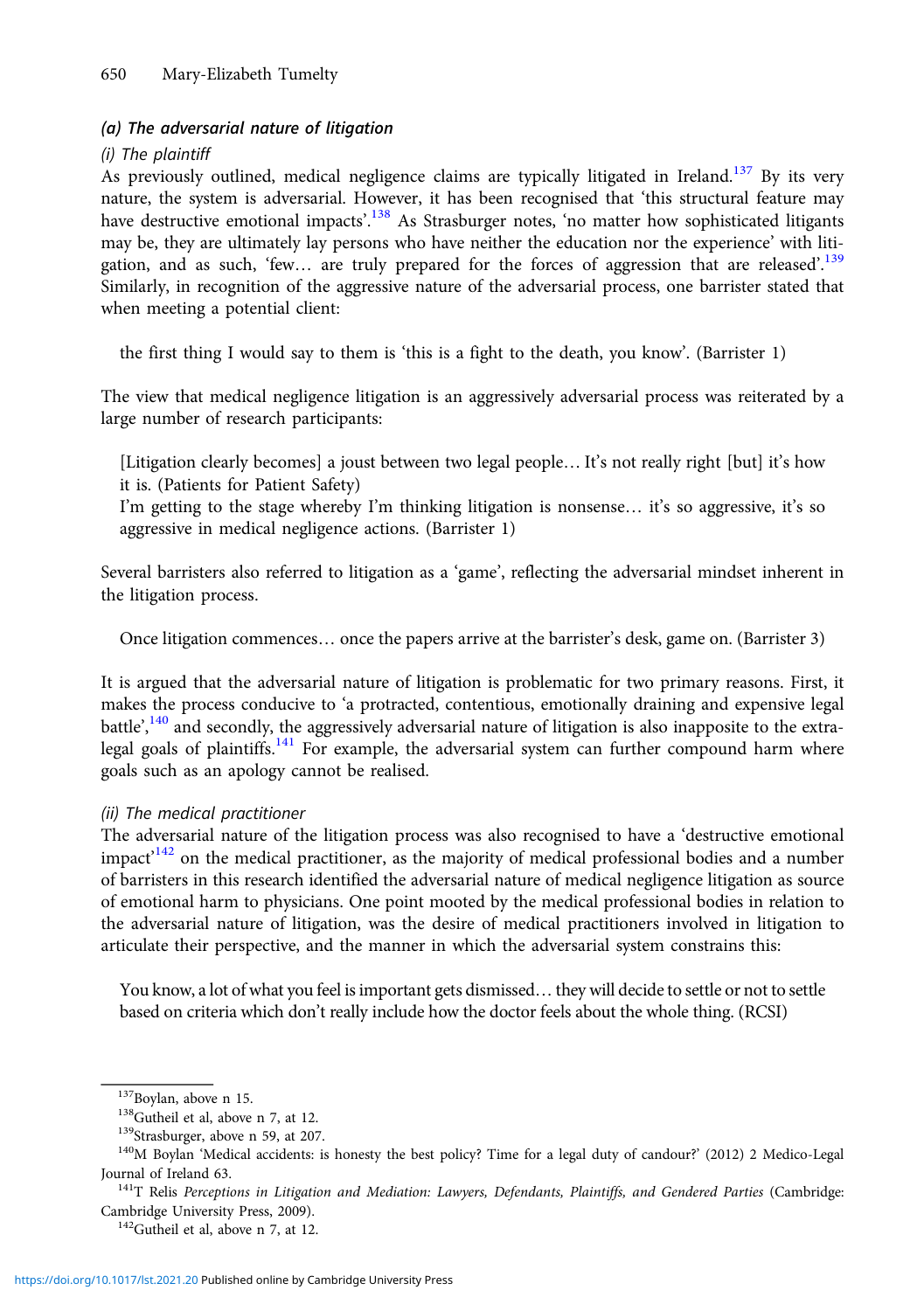### *(a) The adversarial nature of litigation*

#### *(i) The plaintiff*

As previously outlined, medical negligence claims are typically litigated in Ireland.[137] By its very nature, the system is adversarial. However, it has been recognised that 'this structural feature may have destructive emotional impacts'.[138] As Strasburger notes, 'no matter how sophisticated litigants may be, they are ultimately lay persons who have neither the education nor the experience' with litigation, and as such, 'few… are truly prepared for the forces of aggression that are released'.[139] Similarly, in recognition of the aggressive nature of the adversarial process, one barrister stated that when meeting a potential client:

> the first thing I would say to them is 'this is a fight to the death, you know'. (Barrister 1)

The view that medical negligence litigation is an aggressively adversarial process was reiterated by a large number of research participants:

> [Litigation clearly becomes] a joust between two legal people… It's not really right [but] it's how it is. (Patients for Patient Safety)
>
> I'm getting to the stage whereby I'm thinking litigation is nonsense… it's so aggressive, it's so aggressive in medical negligence actions. (Barrister 1)

Several barristers also referred to litigation as a 'game', reflecting the adversarial mindset inherent in the litigation process.

> Once litigation commences… once the papers arrive at the barrister's desk, game on. (Barrister 3)

It is argued that the adversarial nature of litigation is problematic for two primary reasons. First, it makes the process conducive to 'a protracted, contentious, emotionally draining and expensive legal battle',[140] and secondly, the aggressively adversarial nature of litigation is also inapposite to the extra-legal goals of plaintiffs.[141] For example, the adversarial system can further compound harm where goals such as an apology cannot be realised.

#### *(ii) The medical practitioner*

The adversarial nature of the litigation process was also recognised to have a 'destructive emotional impact'[142] on the medical practitioner, as the majority of medical professional bodies and a number of barristers in this research identified the adversarial nature of medical negligence litigation as source of emotional harm to physicians. One point mooted by the medical professional bodies in relation to the adversarial nature of litigation, was the desire of medical practitioners involved in litigation to articulate their perspective, and the manner in which the adversarial system constrains this:

> You know, a lot of what you feel is important gets dismissed… they will decide to settle or not to settle based on criteria which don't really include how the doctor feels about the whole thing. (RCSI)

---

[137] Boylan, above n 15.

[138] Gutheil et al, above n 7, at 12.

[139] Strasburger, above n 59, at 207.

[140] M Boylan 'Medical accidents: is honesty the best policy? Time for a legal duty of candour?' (2012) 2 Medico-Legal Journal of Ireland 63.

[141] T Relis *Perceptions in Litigation and Mediation: Lawyers, Defendants, Plaintiffs, and Gendered Parties* (Cambridge: Cambridge University Press, 2009).

[142] Gutheil et al, above n 7, at 12.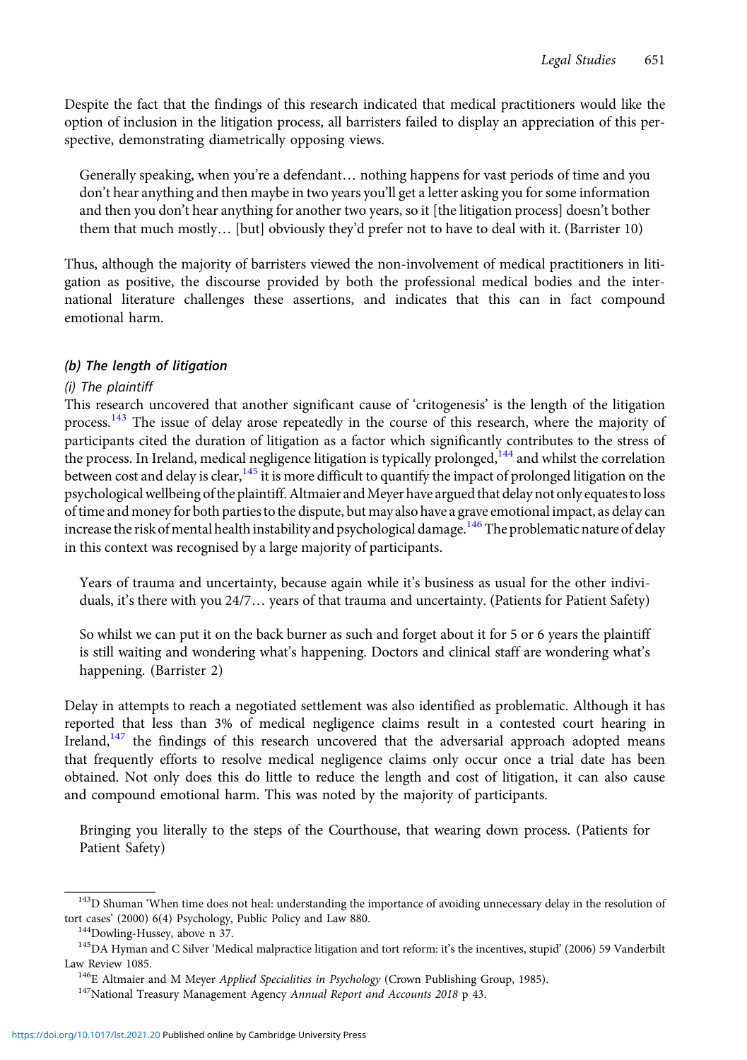Despite the fact that the findings of this research indicated that medical practitioners would like the option of inclusion in the litigation process, all barristers failed to display an appreciation of this perspective, demonstrating diametrically opposing views.

> Generally speaking, when you're a defendant… nothing happens for vast periods of time and you don't hear anything and then maybe in two years you'll get a letter asking you for some information and then you don't hear anything for another two years, so it [the litigation process] doesn't bother them that much mostly… [but] obviously they'd prefer not to have to deal with it. (Barrister 10)

Thus, although the majority of barristers viewed the non-involvement of medical practitioners in litigation as positive, the discourse provided by both the professional medical bodies and the international literature challenges these assertions, and indicates that this can in fact compound emotional harm.

#### *(b) The length of litigation*

##### *(i) The plaintiff*

This research uncovered that another significant cause of 'critogenesis' is the length of the litigation process.[143] The issue of delay arose repeatedly in the course of this research, where the majority of participants cited the duration of litigation as a factor which significantly contributes to the stress of the process. In Ireland, medical negligence litigation is typically prolonged,[144] and whilst the correlation between cost and delay is clear,[145] it is more difficult to quantify the impact of prolonged litigation on the psychological wellbeing of the plaintiff. Altmaier and Meyer have argued that delay not only equates to loss of time and money for both parties to the dispute, but may also have a grave emotional impact, as delay can increase the risk of mental health instability and psychological damage.[146] The problematic nature of delay in this context was recognised by a large majority of participants.

> Years of trauma and uncertainty, because again while it's business as usual for the other individuals, it's there with you 24/7… years of that trauma and uncertainty. (Patients for Patient Safety)

> So whilst we can put it on the back burner as such and forget about it for 5 or 6 years the plaintiff is still waiting and wondering what's happening. Doctors and clinical staff are wondering what's happening. (Barrister 2)

Delay in attempts to reach a negotiated settlement was also identified as problematic. Although it has reported that less than 3% of medical negligence claims result in a contested court hearing in Ireland,[147] the findings of this research uncovered that the adversarial approach adopted means that frequently efforts to resolve medical negligence claims only occur once a trial date has been obtained. Not only does this do little to reduce the length and cost of litigation, it can also cause and compound emotional harm. This was noted by the majority of participants.

> Bringing you literally to the steps of the Courthouse, that wearing down process. (Patients for Patient Safety)

---

[143] D Shuman 'When time does not heal: understanding the importance of avoiding unnecessary delay in the resolution of tort cases' (2000) 6(4) Psychology, Public Policy and Law 880.

[144] Dowling-Hussey, above n 37.

[145] DA Hyman and C Silver 'Medical malpractice litigation and tort reform: it's the incentives, stupid' (2006) 59 Vanderbilt Law Review 1085.

[146] E Altmaier and M Meyer *Applied Specialities in Psychology* (Crown Publishing Group, 1985).

[147] National Treasury Management Agency *Annual Report and Accounts 2018* p 43.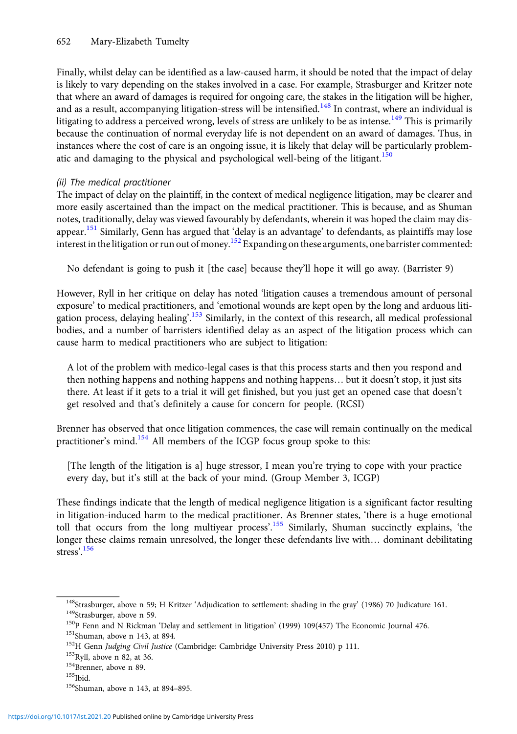Finally, whilst delay can be identified as a law-caused harm, it should be noted that the impact of delay is likely to vary depending on the stakes involved in a case. For example, Strasburger and Kritzer note that where an award of damages is required for ongoing care, the stakes in the litigation will be higher, and as a result, accompanying litigation-stress will be intensified.[148] In contrast, where an individual is litigating to address a perceived wrong, levels of stress are unlikely to be as intense.[149] This is primarily because the continuation of normal everyday life is not dependent on an award of damages. Thus, in instances where the cost of care is an ongoing issue, it is likely that delay will be particularly problematic and damaging to the physical and psychological well-being of the litigant.[150]

*(ii) The medical practitioner*

The impact of delay on the plaintiff, in the context of medical negligence litigation, may be clearer and more easily ascertained than the impact on the medical practitioner. This is because, and as Shuman notes, traditionally, delay was viewed favourably by defendants, wherein it was hoped the claim may disappear.[151] Similarly, Genn has argued that 'delay is an advantage' to defendants, as plaintiffs may lose interest in the litigation or run out of money.[152] Expanding on these arguments, one barrister commented:

> No defendant is going to push it [the case] because they'll hope it will go away. (Barrister 9)

However, Ryll in her critique on delay has noted 'litigation causes a tremendous amount of personal exposure' to medical practitioners, and 'emotional wounds are kept open by the long and arduous litigation process, delaying healing'.[153] Similarly, in the context of this research, all medical professional bodies, and a number of barristers identified delay as an aspect of the litigation process which can cause harm to medical practitioners who are subject to litigation:

> A lot of the problem with medico-legal cases is that this process starts and then you respond and then nothing happens and nothing happens and nothing happens… but it doesn't stop, it just sits there. At least if it gets to a trial it will get finished, but you just get an opened case that doesn't get resolved and that's definitely a cause for concern for people. (RCSI)

Brenner has observed that once litigation commences, the case will remain continually on the medical practitioner's mind.[154] All members of the ICGP focus group spoke to this:

> [The length of the litigation is a] huge stressor, I mean you're trying to cope with your practice every day, but it's still at the back of your mind. (Group Member 3, ICGP)

These findings indicate that the length of medical negligence litigation is a significant factor resulting in litigation-induced harm to the medical practitioner. As Brenner states, 'there is a huge emotional toll that occurs from the long multiyear process'.[155] Similarly, Shuman succinctly explains, 'the longer these claims remain unresolved, the longer these defendants live with… dominant debilitating stress'.[156]

---

[148] Strasburger, above n 59; H Kritzer 'Adjudication to settlement: shading in the gray' (1986) 70 Judicature 161.

[149] Strasburger, above n 59.

[150] P Fenn and N Rickman 'Delay and settlement in litigation' (1999) 109(457) The Economic Journal 476.

[151] Shuman, above n 143, at 894.

[152] H Genn *Judging Civil Justice* (Cambridge: Cambridge University Press 2010) p 111.

[153] Ryll, above n 82, at 36.

[154] Brenner, above n 89.

[155] Ibid.

[156] Shuman, above n 143, at 894–895.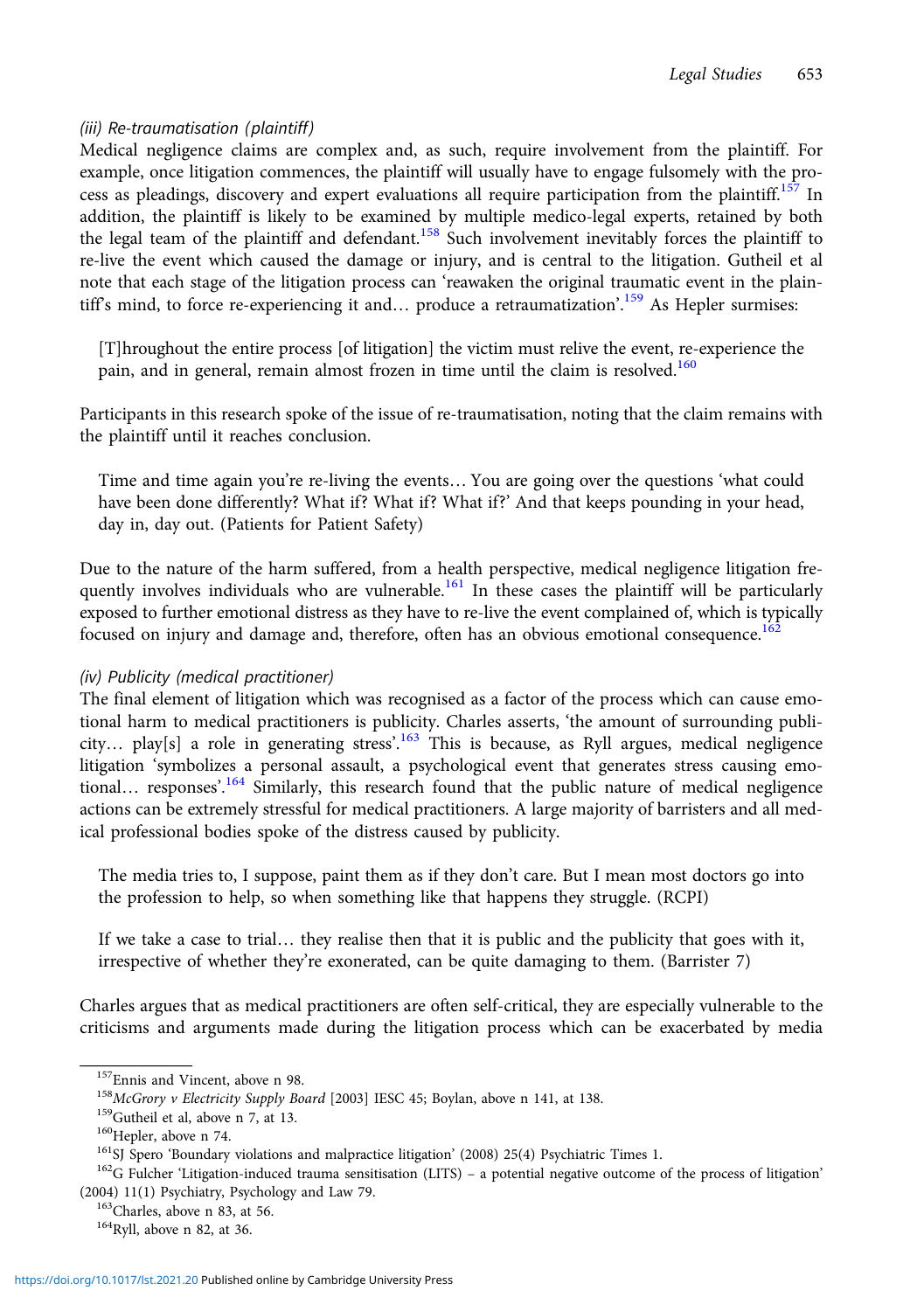#### *(iii) Re-traumatisation (plaintiff)*

Medical negligence claims are complex and, as such, require involvement from the plaintiff. For example, once litigation commences, the plaintiff will usually have to engage fulsomely with the process as pleadings, discovery and expert evaluations all require participation from the plaintiff.[157] In addition, the plaintiff is likely to be examined by multiple medico-legal experts, retained by both the legal team of the plaintiff and defendant.[158] Such involvement inevitably forces the plaintiff to re-live the event which caused the damage or injury, and is central to the litigation. Gutheil et al note that each stage of the litigation process can 'reawaken the original traumatic event in the plaintiff's mind, to force re-experiencing it and… produce a retraumatization'.[159] As Hepler surmises:

> [T]hroughout the entire process [of litigation] the victim must relive the event, re-experience the pain, and in general, remain almost frozen in time until the claim is resolved.[160]

Participants in this research spoke of the issue of re-traumatisation, noting that the claim remains with the plaintiff until it reaches conclusion.

> Time and time again you're re-living the events… You are going over the questions 'what could have been done differently? What if? What if? What if?' And that keeps pounding in your head, day in, day out. (Patients for Patient Safety)

Due to the nature of the harm suffered, from a health perspective, medical negligence litigation frequently involves individuals who are vulnerable.[161] In these cases the plaintiff will be particularly exposed to further emotional distress as they have to re-live the event complained of, which is typically focused on injury and damage and, therefore, often has an obvious emotional consequence.[162]

#### *(iv) Publicity (medical practitioner)*

The final element of litigation which was recognised as a factor of the process which can cause emotional harm to medical practitioners is publicity. Charles asserts, 'the amount of surrounding publicity… play[s] a role in generating stress'.[163] This is because, as Ryll argues, medical negligence litigation 'symbolizes a personal assault, a psychological event that generates stress causing emotional… responses'.[164] Similarly, this research found that the public nature of medical negligence actions can be extremely stressful for medical practitioners. A large majority of barristers and all medical professional bodies spoke of the distress caused by publicity.

> The media tries to, I suppose, paint them as if they don't care. But I mean most doctors go into the profession to help, so when something like that happens they struggle. (RCPI)

> If we take a case to trial… they realise then that it is public and the publicity that goes with it, irrespective of whether they're exonerated, can be quite damaging to them. (Barrister 7)

Charles argues that as medical practitioners are often self-critical, they are especially vulnerable to the criticisms and arguments made during the litigation process which can be exacerbated by media

---

[157] Ennis and Vincent, above n 98.

[158] *McGrory v Electricity Supply Board* [2003] IESC 45; Boylan, above n 141, at 138.

[159] Gutheil et al, above n 7, at 13.

[160] Hepler, above n 74.

[161] SJ Spero 'Boundary violations and malpractice litigation' (2008) 25(4) Psychiatric Times 1.

[162] G Fulcher 'Litigation-induced trauma sensitisation (LITS) – a potential negative outcome of the process of litigation' (2004) 11(1) Psychiatry, Psychology and Law 79.

[163] Charles, above n 83, at 56.

[164] Ryll, above n 82, at 36.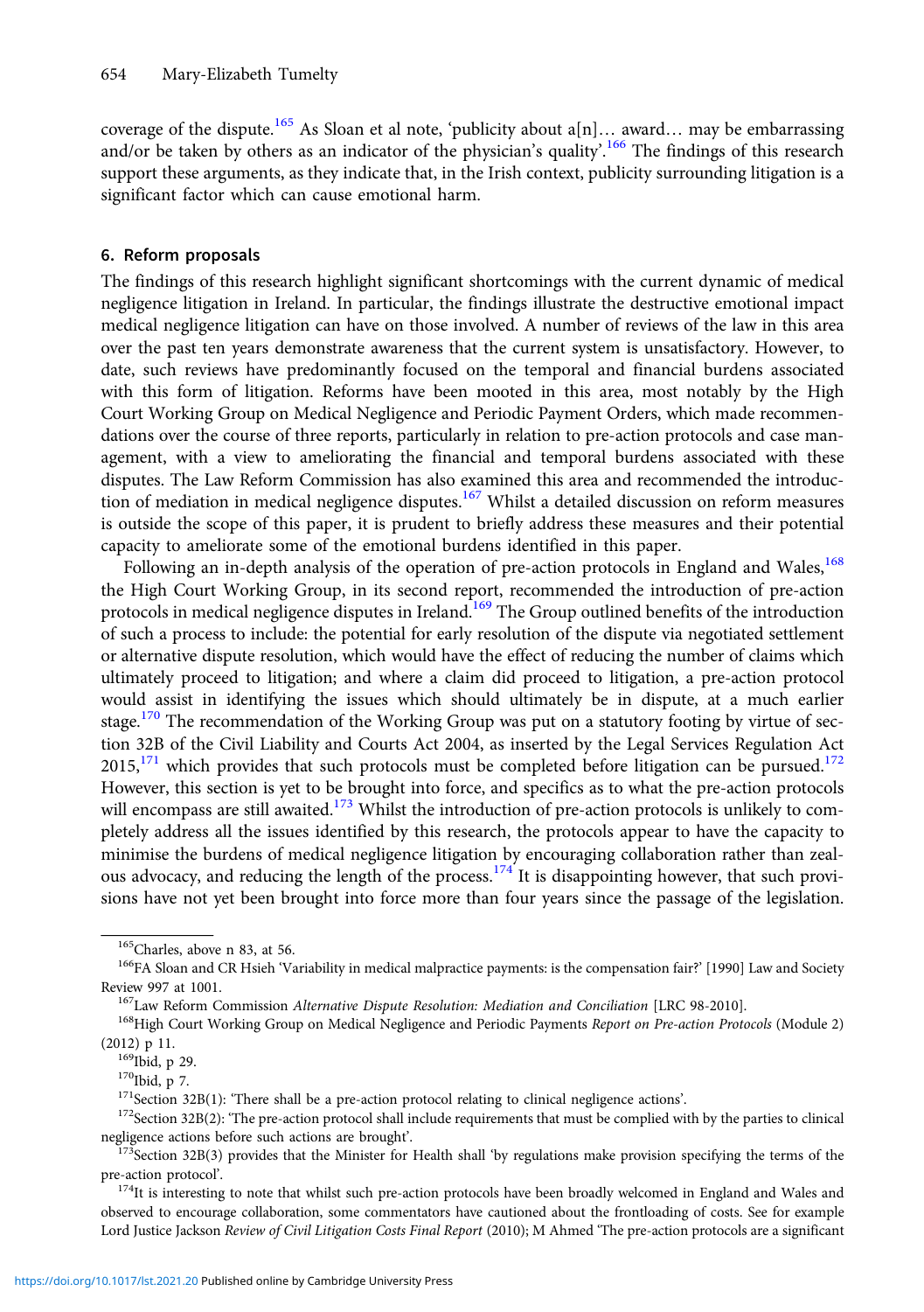coverage of the dispute.[165] As Sloan et al note, 'publicity about a[n]… award… may be embarrassing and/or be taken by others as an indicator of the physician's quality'.[166] The findings of this research support these arguments, as they indicate that, in the Irish context, publicity surrounding litigation is a significant factor which can cause emotional harm.

## 6. Reform proposals

The findings of this research highlight significant shortcomings with the current dynamic of medical negligence litigation in Ireland. In particular, the findings illustrate the destructive emotional impact medical negligence litigation can have on those involved. A number of reviews of the law in this area over the past ten years demonstrate awareness that the current system is unsatisfactory. However, to date, such reviews have predominantly focused on the temporal and financial burdens associated with this form of litigation. Reforms have been mooted in this area, most notably by the High Court Working Group on Medical Negligence and Periodic Payment Orders, which made recommendations over the course of three reports, particularly in relation to pre-action protocols and case management, with a view to ameliorating the financial and temporal burdens associated with these disputes. The Law Reform Commission has also examined this area and recommended the introduction of mediation in medical negligence disputes.[167] Whilst a detailed discussion on reform measures is outside the scope of this paper, it is prudent to briefly address these measures and their potential capacity to ameliorate some of the emotional burdens identified in this paper.

Following an in-depth analysis of the operation of pre-action protocols in England and Wales,[168] the High Court Working Group, in its second report, recommended the introduction of pre-action protocols in medical negligence disputes in Ireland.[169] The Group outlined benefits of the introduction of such a process to include: the potential for early resolution of the dispute via negotiated settlement or alternative dispute resolution, which would have the effect of reducing the number of claims which ultimately proceed to litigation; and where a claim did proceed to litigation, a pre-action protocol would assist in identifying the issues which should ultimately be in dispute, at a much earlier stage.[170] The recommendation of the Working Group was put on a statutory footing by virtue of section 32B of the Civil Liability and Courts Act 2004, as inserted by the Legal Services Regulation Act 2015,[171] which provides that such protocols must be completed before litigation can be pursued.[172] However, this section is yet to be brought into force, and specifics as to what the pre-action protocols will encompass are still awaited.[173] Whilst the introduction of pre-action protocols is unlikely to completely address all the issues identified by this research, the protocols appear to have the capacity to minimise the burdens of medical negligence litigation by encouraging collaboration rather than zealous advocacy, and reducing the length of the process.[174] It is disappointing however, that such provisions have not yet been brought into force more than four years since the passage of the legislation.

---

[165] Charles, above n 83, at 56.

[166] FA Sloan and CR Hsieh 'Variability in medical malpractice payments: is the compensation fair?' [1990] Law and Society Review 997 at 1001.

[167] Law Reform Commission *Alternative Dispute Resolution: Mediation and Conciliation* [LRC 98-2010].

[168] High Court Working Group on Medical Negligence and Periodic Payments *Report on Pre-action Protocols* (Module 2) (2012) p 11.

[169] Ibid, p 29.

[170] Ibid, p 7.

[171] Section 32B(1): 'There shall be a pre-action protocol relating to clinical negligence actions'.

[172] Section 32B(2): 'The pre-action protocol shall include requirements that must be complied with by the parties to clinical negligence actions before such actions are brought'.

[173] Section 32B(3) provides that the Minister for Health shall 'by regulations make provision specifying the terms of the pre-action protocol'.

[174] It is interesting to note that whilst such pre-action protocols have been broadly welcomed in England and Wales and observed to encourage collaboration, some commentators have cautioned about the frontloading of costs. See for example Lord Justice Jackson *Review of Civil Litigation Costs Final Report* (2010); M Ahmed 'The pre-action protocols are a significant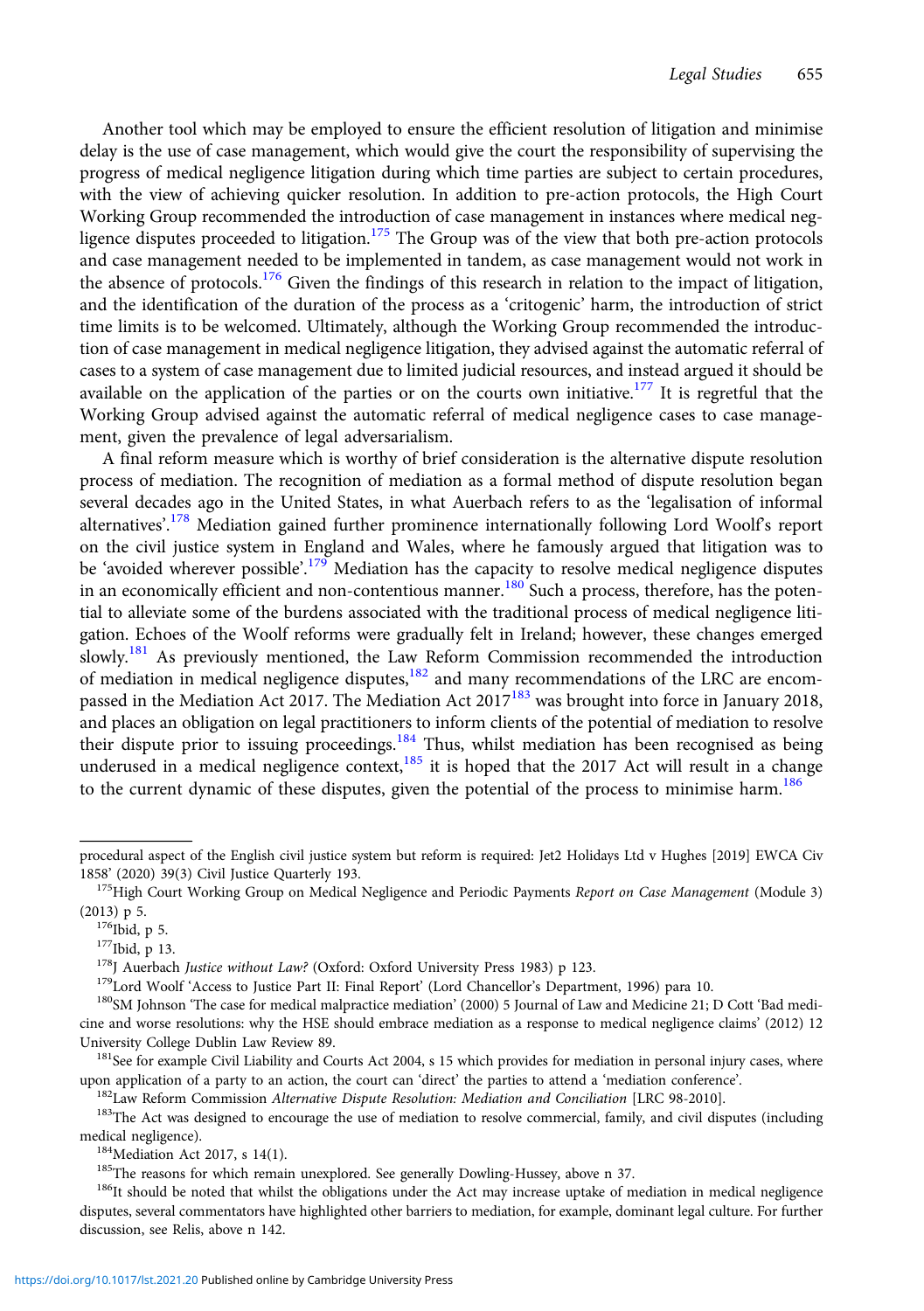Another tool which may be employed to ensure the efficient resolution of litigation and minimise delay is the use of case management, which would give the court the responsibility of supervising the progress of medical negligence litigation during which time parties are subject to certain procedures, with the view of achieving quicker resolution. In addition to pre-action protocols, the High Court Working Group recommended the introduction of case management in instances where medical negligence disputes proceeded to litigation.[175] The Group was of the view that both pre-action protocols and case management needed to be implemented in tandem, as case management would not work in the absence of protocols.[176] Given the findings of this research in relation to the impact of litigation, and the identification of the duration of the process as a 'critogenic' harm, the introduction of strict time limits is to be welcomed. Ultimately, although the Working Group recommended the introduction of case management in medical negligence litigation, they advised against the automatic referral of cases to a system of case management due to limited judicial resources, and instead argued it should be available on the application of the parties or on the courts own initiative.[177] It is regretful that the Working Group advised against the automatic referral of medical negligence cases to case management, given the prevalence of legal adversarialism.

A final reform measure which is worthy of brief consideration is the alternative dispute resolution process of mediation. The recognition of mediation as a formal method of dispute resolution began several decades ago in the United States, in what Auerbach refers to as the 'legalisation of informal alternatives'.[178] Mediation gained further prominence internationally following Lord Woolf's report on the civil justice system in England and Wales, where he famously argued that litigation was to be 'avoided wherever possible'.[179] Mediation has the capacity to resolve medical negligence disputes in an economically efficient and non-contentious manner.[180] Such a process, therefore, has the potential to alleviate some of the burdens associated with the traditional process of medical negligence litigation. Echoes of the Woolf reforms were gradually felt in Ireland; however, these changes emerged slowly.[181] As previously mentioned, the Law Reform Commission recommended the introduction of mediation in medical negligence disputes,[182] and many recommendations of the LRC are encompassed in the Mediation Act 2017. The Mediation Act 2017[183] was brought into force in January 2018, and places an obligation on legal practitioners to inform clients of the potential of mediation to resolve their dispute prior to issuing proceedings.[184] Thus, whilst mediation has been recognised as being underused in a medical negligence context,[185] it is hoped that the 2017 Act will result in a change to the current dynamic of these disputes, given the potential of the process to minimise harm.[186]

---

procedural aspect of the English civil justice system but reform is required: Jet2 Holidays Ltd v Hughes [2019] EWCA Civ 1858' (2020) 39(3) Civil Justice Quarterly 193.

[175] High Court Working Group on Medical Negligence and Periodic Payments *Report on Case Management* (Module 3) (2013) p 5.

[176] Ibid, p 5.

[177] Ibid, p 13.

[178] J Auerbach *Justice without Law?* (Oxford: Oxford University Press 1983) p 123.

[179] Lord Woolf 'Access to Justice Part II: Final Report' (Lord Chancellor's Department, 1996) para 10.

[180] SM Johnson 'The case for medical malpractice mediation' (2000) 5 Journal of Law and Medicine 21; D Cott 'Bad medicine and worse resolutions: why the HSE should embrace mediation as a response to medical negligence claims' (2012) 12 University College Dublin Law Review 89.

[181] See for example Civil Liability and Courts Act 2004, s 15 which provides for mediation in personal injury cases, where upon application of a party to an action, the court can 'direct' the parties to attend a 'mediation conference'.

[182] Law Reform Commission *Alternative Dispute Resolution: Mediation and Conciliation* [LRC 98-2010].

[183] The Act was designed to encourage the use of mediation to resolve commercial, family, and civil disputes (including medical negligence).

[184] Mediation Act 2017, s 14(1).

[185] The reasons for which remain unexplored. See generally Dowling-Hussey, above n 37.

[186] It should be noted that whilst the obligations under the Act may increase uptake of mediation in medical negligence disputes, several commentators have highlighted other barriers to mediation, for example, dominant legal culture. For further discussion, see Relis, above n 142.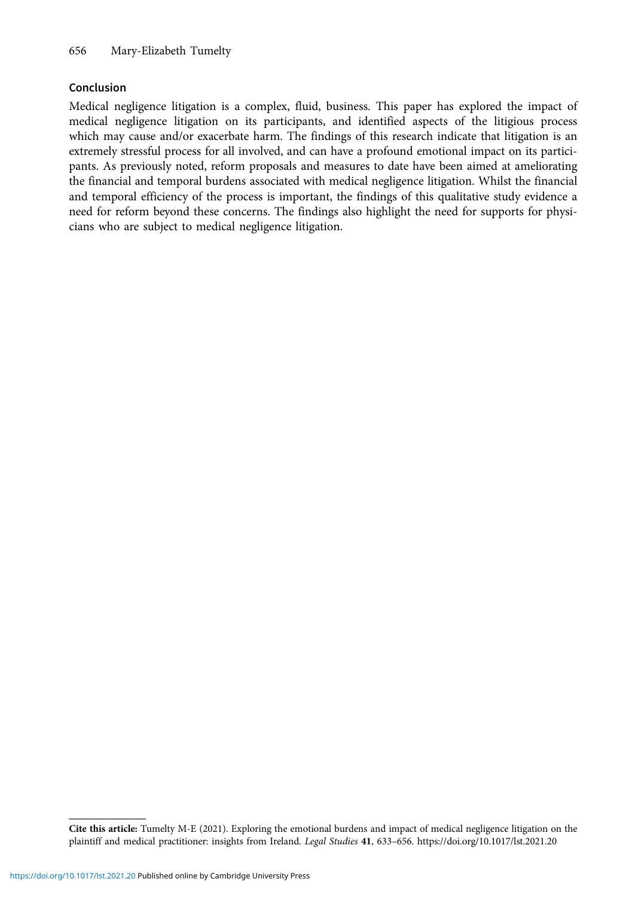## Conclusion

Medical negligence litigation is a complex, fluid, business. This paper has explored the impact of medical negligence litigation on its participants, and identified aspects of the litigious process which may cause and/or exacerbate harm. The findings of this research indicate that litigation is an extremely stressful process for all involved, and can have a profound emotional impact on its participants. As previously noted, reform proposals and measures to date have been aimed at ameliorating the financial and temporal burdens associated with medical negligence litigation. Whilst the financial and temporal efficiency of the process is important, the findings of this qualitative study evidence a need for reform beyond these concerns. The findings also highlight the need for supports for physicians who are subject to medical negligence litigation.

---

**Cite this article:** Tumelty M-E (2021). Exploring the emotional burdens and impact of medical negligence litigation on the plaintiff and medical practitioner: insights from Ireland. *Legal Studies* **41**, 633–656. https://doi.org/10.1017/lst.2021.20

https://doi.org/10.1017/lst.2021.20 Published online by Cambridge University Press